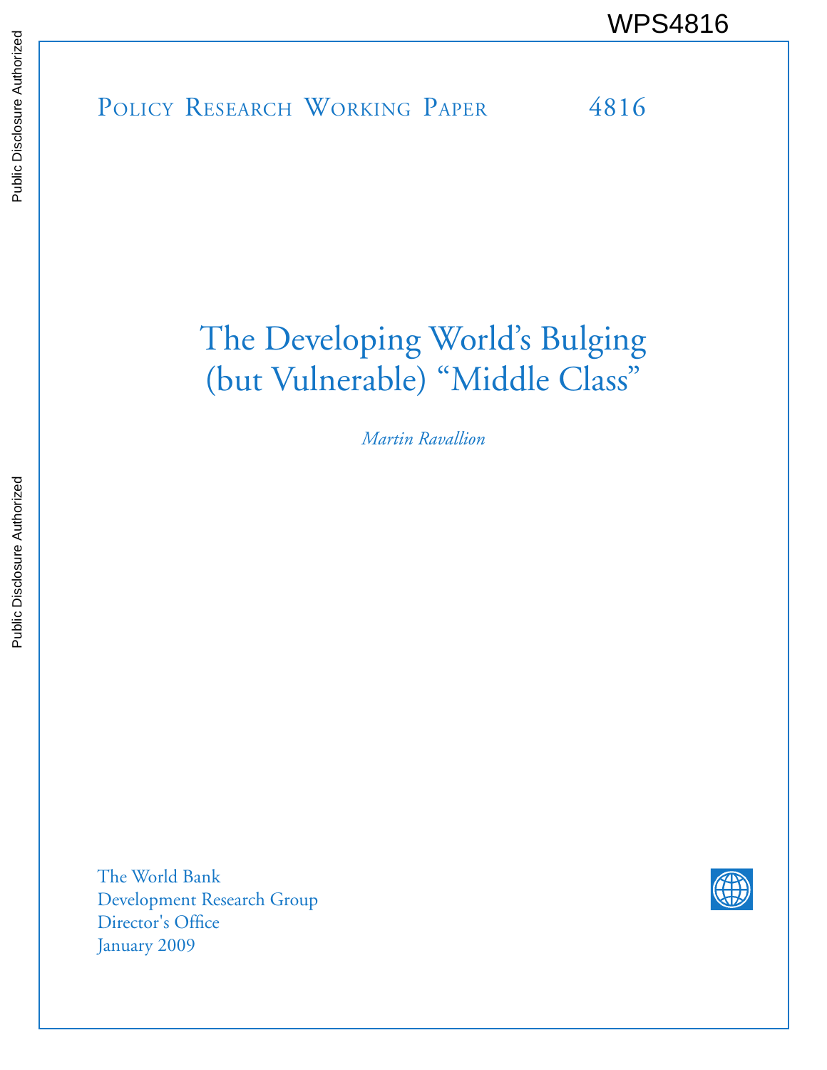WPS4816

Policy Research Working Paper 4816

# The Developing World's Bulging (but Vulnerable) "Middle Class"

*Martin Ravallion*

The World Bank
Development Research Group
Director's Office
January 2009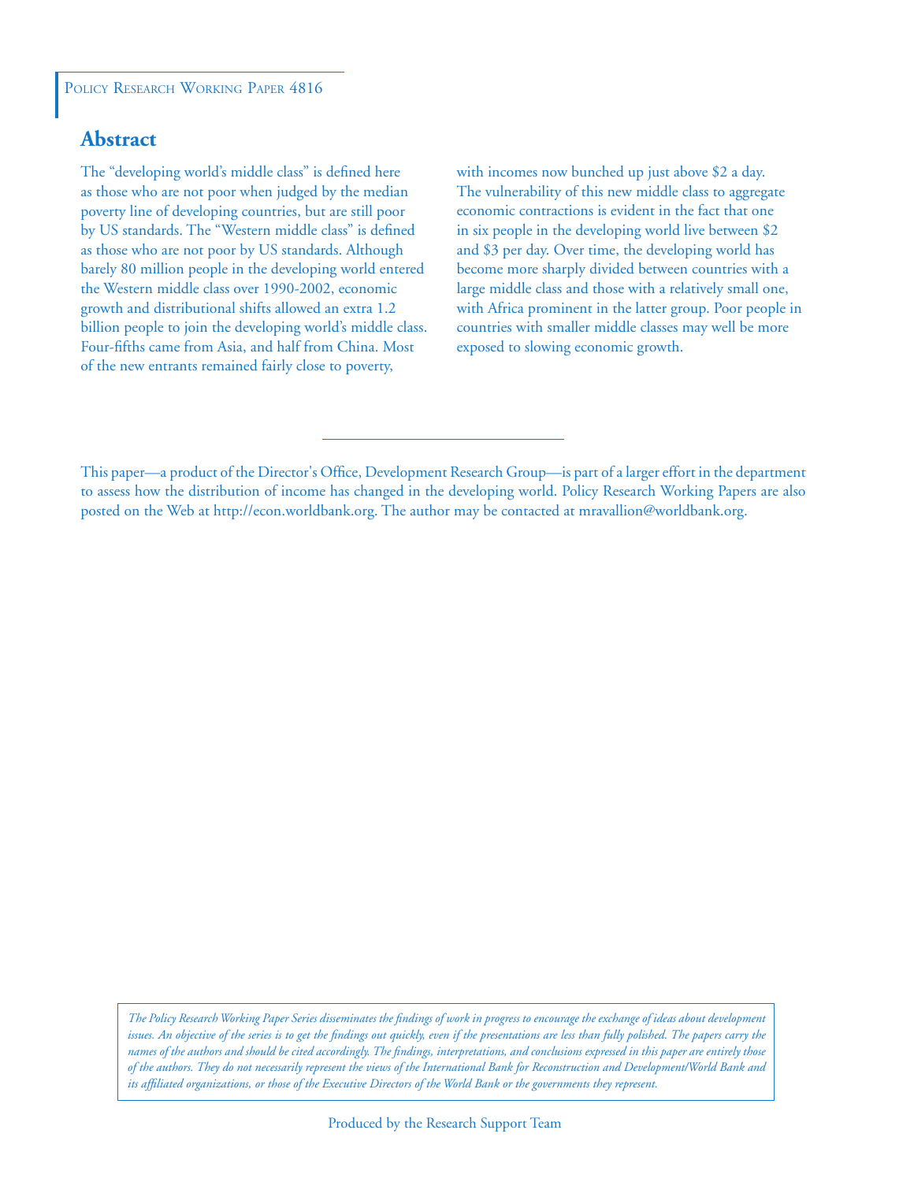Policy Research Working Paper 4816

## Abstract

The "developing world's middle class" is defined here as those who are not poor when judged by the median poverty line of developing countries, but are still poor by US standards. The "Western middle class" is defined as those who are not poor by US standards. Although barely 80 million people in the developing world entered the Western middle class over 1990-2002, economic growth and distributional shifts allowed an extra 1.2 billion people to join the developing world's middle class. Four-fifths came from Asia, and half from China. Most of the new entrants remained fairly close to poverty, with incomes now bunched up just above $2 a day. The vulnerability of this new middle class to aggregate economic contractions is evident in the fact that one in six people in the developing world live between $2 and $3 per day. Over time, the developing world has become more sharply divided between countries with a large middle class and those with a relatively small one, with Africa prominent in the latter group. Poor people in countries with smaller middle classes may well be more exposed to slowing economic growth.

This paper—a product of the Director's Office, Development Research Group—is part of a larger effort in the department to assess how the distribution of income has changed in the developing world. Policy Research Working Papers are also posted on the Web at http://econ.worldbank.org. The author may be contacted at mravallion@worldbank.org.

*The Policy Research Working Paper Series disseminates the findings of work in progress to encourage the exchange of ideas about development issues. An objective of the series is to get the findings out quickly, even if the presentations are less than fully polished. The papers carry the names of the authors and should be cited accordingly. The findings, interpretations, and conclusions expressed in this paper are entirely those of the authors. They do not necessarily represent the views of the International Bank for Reconstruction and Development/World Bank and its affiliated organizations, or those of the Executive Directors of the World Bank or the governments they represent.*

Produced by the Research Support Team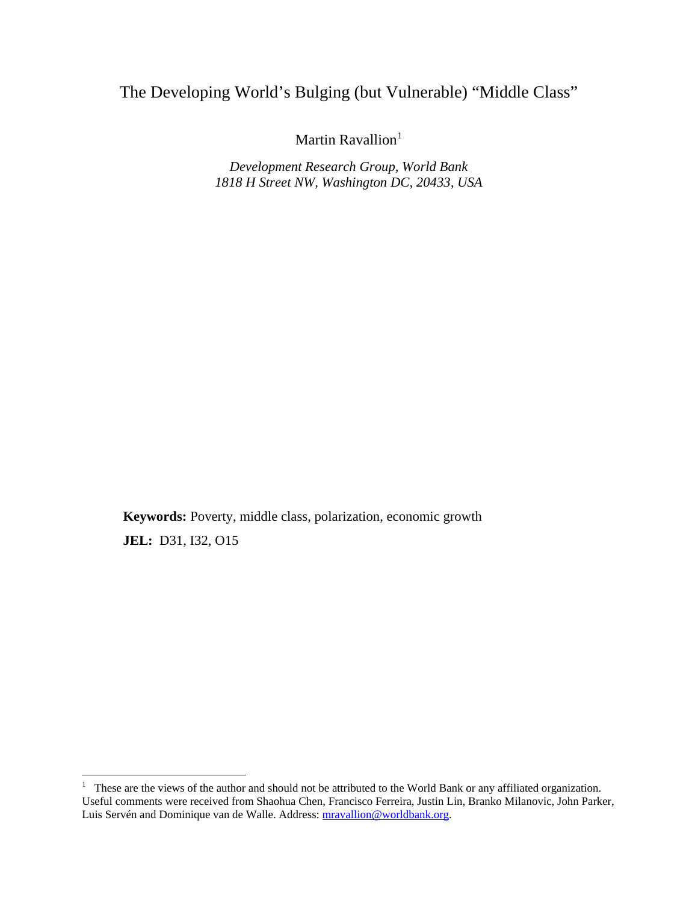# The Developing World's Bulging (but Vulnerable) "Middle Class"

Martin Ravallion[1]

*Development Research Group, World Bank*
*1818 H Street NW, Washington DC, 20433, USA*

**Keywords:** Poverty, middle class, polarization, economic growth

**JEL:** D31, I32, O15

[1] These are the views of the author and should not be attributed to the World Bank or any affiliated organization. Useful comments were received from Shaohua Chen, Francisco Ferreira, Justin Lin, Branko Milanovic, John Parker, Luis Servén and Dominique van de Walle. Address: mravallion@worldbank.org.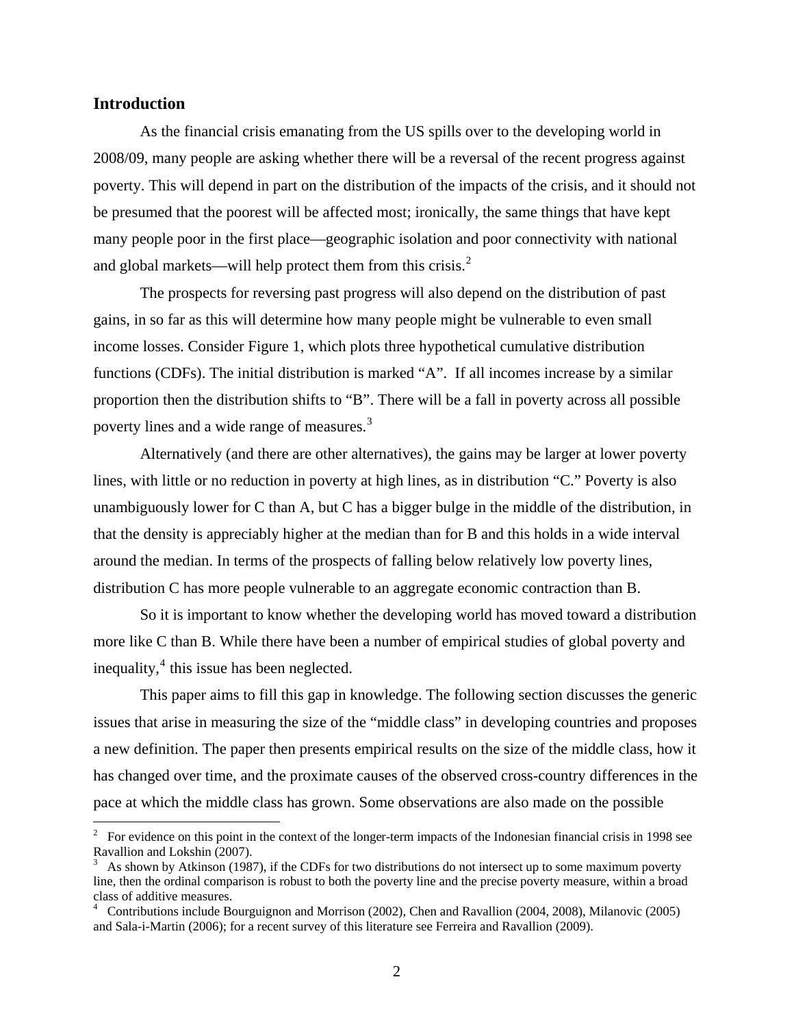## Introduction

As the financial crisis emanating from the US spills over to the developing world in 2008/09, many people are asking whether there will be a reversal of the recent progress against poverty. This will depend in part on the distribution of the impacts of the crisis, and it should not be presumed that the poorest will be affected most; ironically, the same things that have kept many people poor in the first place—geographic isolation and poor connectivity with national and global markets—will help protect them from this crisis.[2]

The prospects for reversing past progress will also depend on the distribution of past gains, in so far as this will determine how many people might be vulnerable to even small income losses. Consider Figure 1, which plots three hypothetical cumulative distribution functions (CDFs). The initial distribution is marked "A". If all incomes increase by a similar proportion then the distribution shifts to "B". There will be a fall in poverty across all possible poverty lines and a wide range of measures.[3]

Alternatively (and there are other alternatives), the gains may be larger at lower poverty lines, with little or no reduction in poverty at high lines, as in distribution "C." Poverty is also unambiguously lower for C than A, but C has a bigger bulge in the middle of the distribution, in that the density is appreciably higher at the median than for B and this holds in a wide interval around the median. In terms of the prospects of falling below relatively low poverty lines, distribution C has more people vulnerable to an aggregate economic contraction than B.

So it is important to know whether the developing world has moved toward a distribution more like C than B. While there have been a number of empirical studies of global poverty and inequality,[4] this issue has been neglected.

This paper aims to fill this gap in knowledge. The following section discusses the generic issues that arise in measuring the size of the "middle class" in developing countries and proposes a new definition. The paper then presents empirical results on the size of the middle class, how it has changed over time, and the proximate causes of the observed cross-country differences in the pace at which the middle class has grown. Some observations are also made on the possible

---

[2] For evidence on this point in the context of the longer-term impacts of the Indonesian financial crisis in 1998 see Ravallion and Lokshin (2007).

[3] As shown by Atkinson (1987), if the CDFs for two distributions do not intersect up to some maximum poverty line, then the ordinal comparison is robust to both the poverty line and the precise poverty measure, within a broad class of additive measures.

[4] Contributions include Bourguignon and Morrison (2002), Chen and Ravallion (2004, 2008), Milanovic (2005) and Sala-i-Martin (2006); for a recent survey of this literature see Ferreira and Ravallion (2009).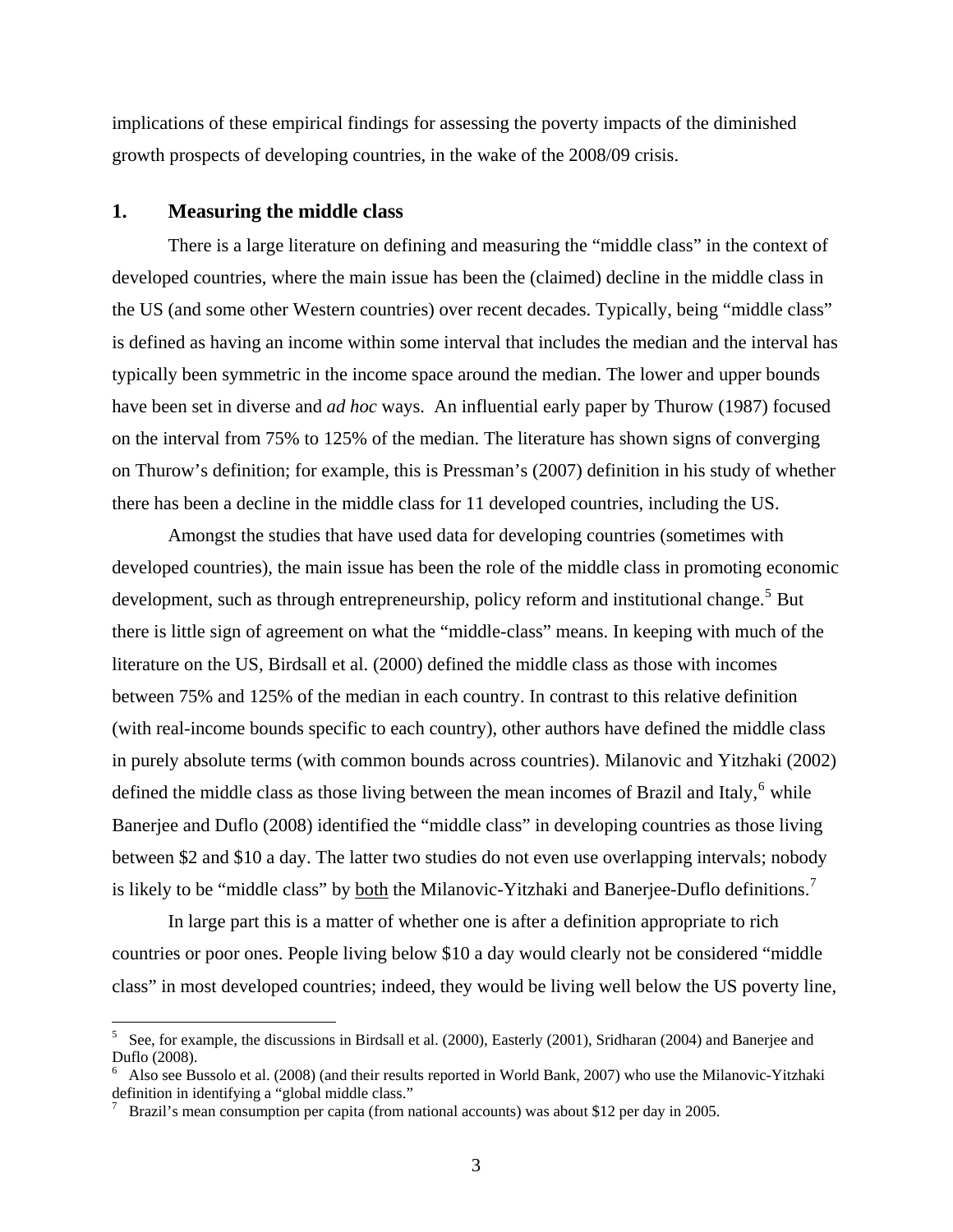implications of these empirical findings for assessing the poverty impacts of the diminished growth prospects of developing countries, in the wake of the 2008/09 crisis.

## 1. Measuring the middle class

There is a large literature on defining and measuring the "middle class" in the context of developed countries, where the main issue has been the (claimed) decline in the middle class in the US (and some other Western countries) over recent decades. Typically, being "middle class" is defined as having an income within some interval that includes the median and the interval has typically been symmetric in the income space around the median. The lower and upper bounds have been set in diverse and *ad hoc* ways. An influential early paper by Thurow (1987) focused on the interval from 75% to 125% of the median. The literature has shown signs of converging on Thurow's definition; for example, this is Pressman's (2007) definition in his study of whether there has been a decline in the middle class for 11 developed countries, including the US.

Amongst the studies that have used data for developing countries (sometimes with developed countries), the main issue has been the role of the middle class in promoting economic development, such as through entrepreneurship, policy reform and institutional change.[5] But there is little sign of agreement on what the "middle-class" means. In keeping with much of the literature on the US, Birdsall et al. (2000) defined the middle class as those with incomes between 75% and 125% of the median in each country. In contrast to this relative definition (with real-income bounds specific to each country), other authors have defined the middle class in purely absolute terms (with common bounds across countries). Milanovic and Yitzhaki (2002) defined the middle class as those living between the mean incomes of Brazil and Italy,[6] while Banerjee and Duflo (2008) identified the "middle class" in developing countries as those living between $2 and $10 a day. The latter two studies do not even use overlapping intervals; nobody is likely to be "middle class" by <u>both</u> the Milanovic-Yitzhaki and Banerjee-Duflo definitions.[7]

In large part this is a matter of whether one is after a definition appropriate to rich countries or poor ones. People living below $10 a day would clearly not be considered "middle class" in most developed countries; indeed, they would be living well below the US poverty line,

---

[5] See, for example, the discussions in Birdsall et al. (2000), Easterly (2001), Sridharan (2004) and Banerjee and Duflo (2008).

[6] Also see Bussolo et al. (2008) (and their results reported in World Bank, 2007) who use the Milanovic-Yitzhaki definition in identifying a "global middle class."

[7] Brazil's mean consumption per capita (from national accounts) was about $12 per day in 2005.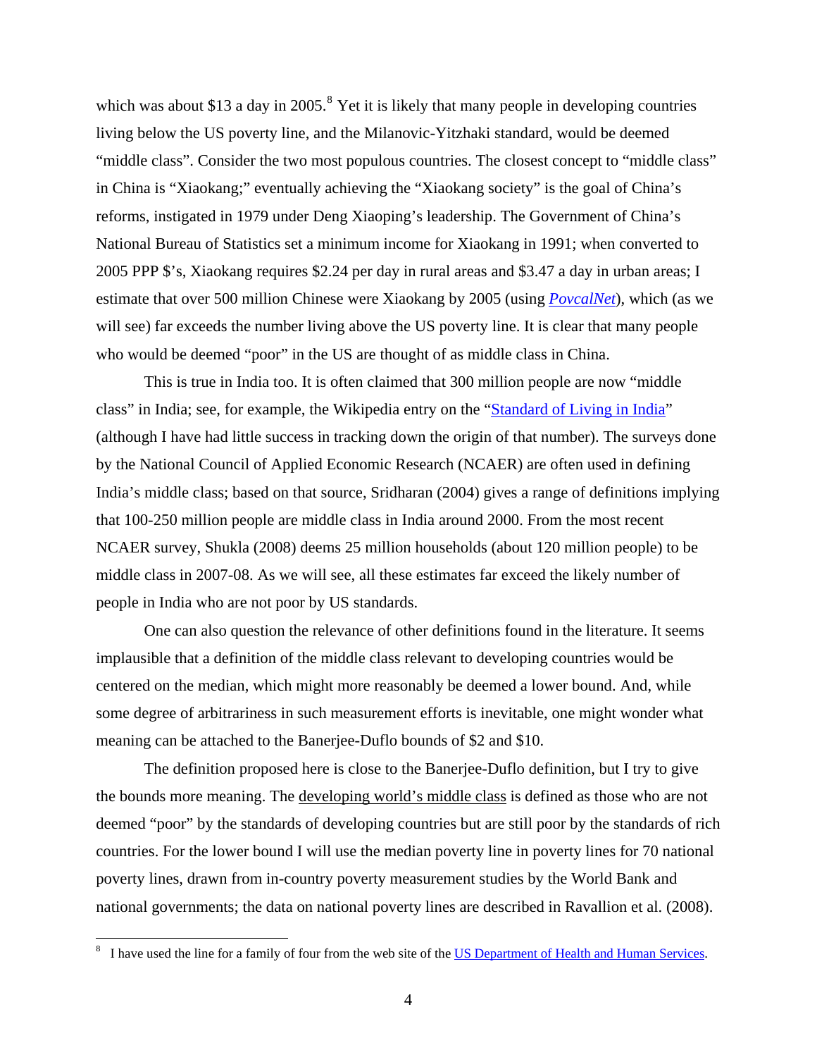which was about $13 a day in 2005.[8] Yet it is likely that many people in developing countries living below the US poverty line, and the Milanovic-Yitzhaki standard, would be deemed "middle class". Consider the two most populous countries. The closest concept to "middle class" in China is "Xiaokang;" eventually achieving the "Xiaokang society" is the goal of China's reforms, instigated in 1979 under Deng Xiaoping's leadership. The Government of China's National Bureau of Statistics set a minimum income for Xiaokang in 1991; when converted to 2005 PPP $'s, Xiaokang requires $2.24 per day in rural areas and $3.47 a day in urban areas; I estimate that over 500 million Chinese were Xiaokang by 2005 (using *PovcalNet*), which (as we will see) far exceeds the number living above the US poverty line. It is clear that many people who would be deemed "poor" in the US are thought of as middle class in China.

This is true in India too. It is often claimed that 300 million people are now "middle class" in India; see, for example, the Wikipedia entry on the "Standard of Living in India" (although I have had little success in tracking down the origin of that number). The surveys done by the National Council of Applied Economic Research (NCAER) are often used in defining India's middle class; based on that source, Sridharan (2004) gives a range of definitions implying that 100-250 million people are middle class in India around 2000. From the most recent NCAER survey, Shukla (2008) deems 25 million households (about 120 million people) to be middle class in 2007-08. As we will see, all these estimates far exceed the likely number of people in India who are not poor by US standards.

One can also question the relevance of other definitions found in the literature. It seems implausible that a definition of the middle class relevant to developing countries would be centered on the median, which might more reasonably be deemed a lower bound. And, while some degree of arbitrariness in such measurement efforts is inevitable, one might wonder what meaning can be attached to the Banerjee-Duflo bounds of $2 and $10.

The definition proposed here is close to the Banerjee-Duflo definition, but I try to give the bounds more meaning. The developing world's middle class is defined as those who are not deemed "poor" by the standards of developing countries but are still poor by the standards of rich countries. For the lower bound I will use the median poverty line in poverty lines for 70 national poverty lines, drawn from in-country poverty measurement studies by the World Bank and national governments; the data on national poverty lines are described in Ravallion et al. (2008).

[8] I have used the line for a family of four from the web site of the US Department of Health and Human Services.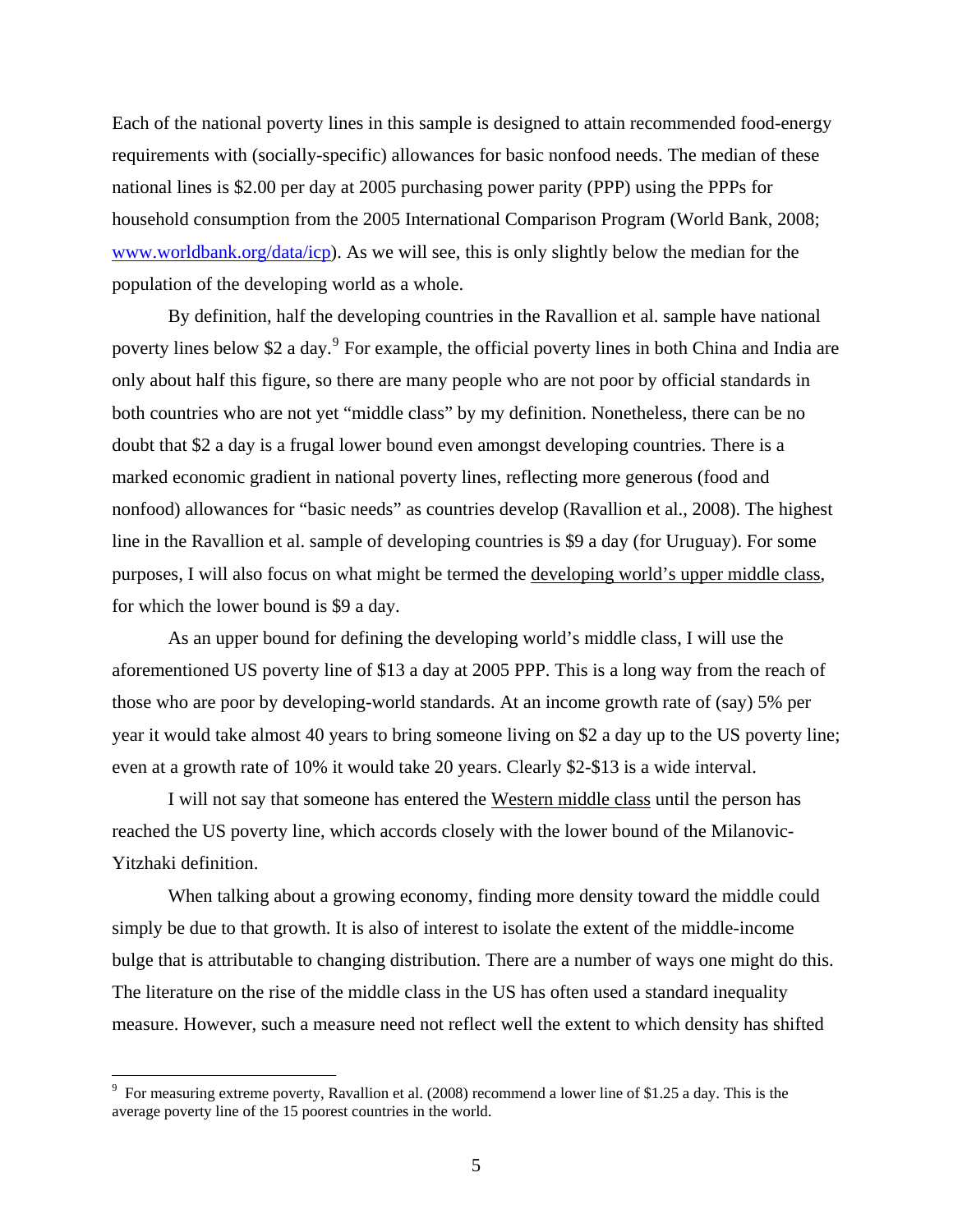Each of the national poverty lines in this sample is designed to attain recommended food-energy requirements with (socially-specific) allowances for basic nonfood needs. The median of these national lines is \$2.00 per day at 2005 purchasing power parity (PPP) using the PPPs for household consumption from the 2005 International Comparison Program (World Bank, 2008; www.worldbank.org/data/icp). As we will see, this is only slightly below the median for the population of the developing world as a whole.

By definition, half the developing countries in the Ravallion et al. sample have national poverty lines below \$2 a day.[9] For example, the official poverty lines in both China and India are only about half this figure, so there are many people who are not poor by official standards in both countries who are not yet "middle class" by my definition. Nonetheless, there can be no doubt that \$2 a day is a frugal lower bound even amongst developing countries. There is a marked economic gradient in national poverty lines, reflecting more generous (food and nonfood) allowances for "basic needs" as countries develop (Ravallion et al., 2008). The highest line in the Ravallion et al. sample of developing countries is \$9 a day (for Uruguay). For some purposes, I will also focus on what might be termed the developing world's upper middle class, for which the lower bound is \$9 a day.

As an upper bound for defining the developing world's middle class, I will use the aforementioned US poverty line of \$13 a day at 2005 PPP. This is a long way from the reach of those who are poor by developing-world standards. At an income growth rate of (say) 5% per year it would take almost 40 years to bring someone living on \$2 a day up to the US poverty line; even at a growth rate of 10% it would take 20 years. Clearly \$2-\$13 is a wide interval.

I will not say that someone has entered the Western middle class until the person has reached the US poverty line, which accords closely with the lower bound of the Milanovic-Yitzhaki definition.

When talking about a growing economy, finding more density toward the middle could simply be due to that growth. It is also of interest to isolate the extent of the middle-income bulge that is attributable to changing distribution. There are a number of ways one might do this. The literature on the rise of the middle class in the US has often used a standard inequality measure. However, such a measure need not reflect well the extent to which density has shifted

[9] For measuring extreme poverty, Ravallion et al. (2008) recommend a lower line of \$1.25 a day. This is the average poverty line of the 15 poorest countries in the world.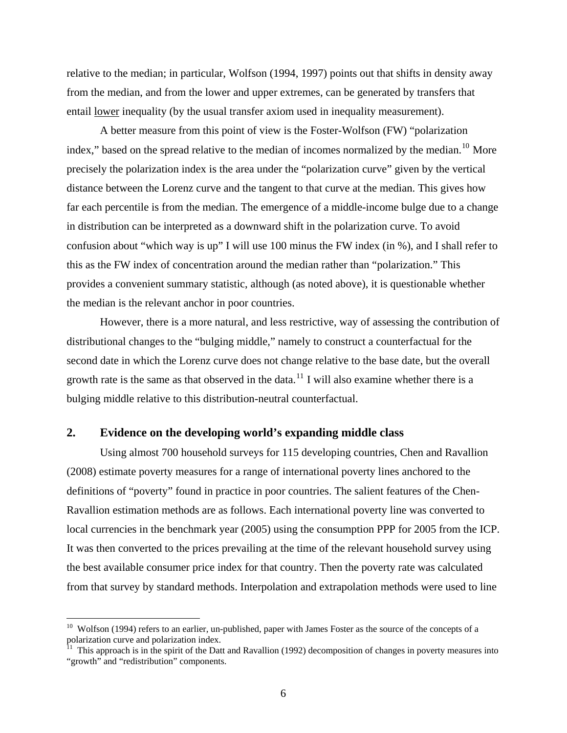relative to the median; in particular, Wolfson (1994, 1997) points out that shifts in density away from the median, and from the lower and upper extremes, can be generated by transfers that entail lower inequality (by the usual transfer axiom used in inequality measurement).

A better measure from this point of view is the Foster-Wolfson (FW) "polarization index," based on the spread relative to the median of incomes normalized by the median.[10] More precisely the polarization index is the area under the "polarization curve" given by the vertical distance between the Lorenz curve and the tangent to that curve at the median. This gives how far each percentile is from the median. The emergence of a middle-income bulge due to a change in distribution can be interpreted as a downward shift in the polarization curve. To avoid confusion about "which way is up" I will use 100 minus the FW index (in %), and I shall refer to this as the FW index of concentration around the median rather than "polarization." This provides a convenient summary statistic, although (as noted above), it is questionable whether the median is the relevant anchor in poor countries.

However, there is a more natural, and less restrictive, way of assessing the contribution of distributional changes to the "bulging middle," namely to construct a counterfactual for the second date in which the Lorenz curve does not change relative to the base date, but the overall growth rate is the same as that observed in the data.[11] I will also examine whether there is a bulging middle relative to this distribution-neutral counterfactual.

## 2. Evidence on the developing world's expanding middle class

Using almost 700 household surveys for 115 developing countries, Chen and Ravallion (2008) estimate poverty measures for a range of international poverty lines anchored to the definitions of "poverty" found in practice in poor countries. The salient features of the Chen-Ravallion estimation methods are as follows. Each international poverty line was converted to local currencies in the benchmark year (2005) using the consumption PPP for 2005 from the ICP. It was then converted to the prices prevailing at the time of the relevant household survey using the best available consumer price index for that country. Then the poverty rate was calculated from that survey by standard methods. Interpolation and extrapolation methods were used to line

[10] Wolfson (1994) refers to an earlier, un-published, paper with James Foster as the source of the concepts of a polarization curve and polarization index.

[11] This approach is in the spirit of the Datt and Ravallion (1992) decomposition of changes in poverty measures into "growth" and "redistribution" components.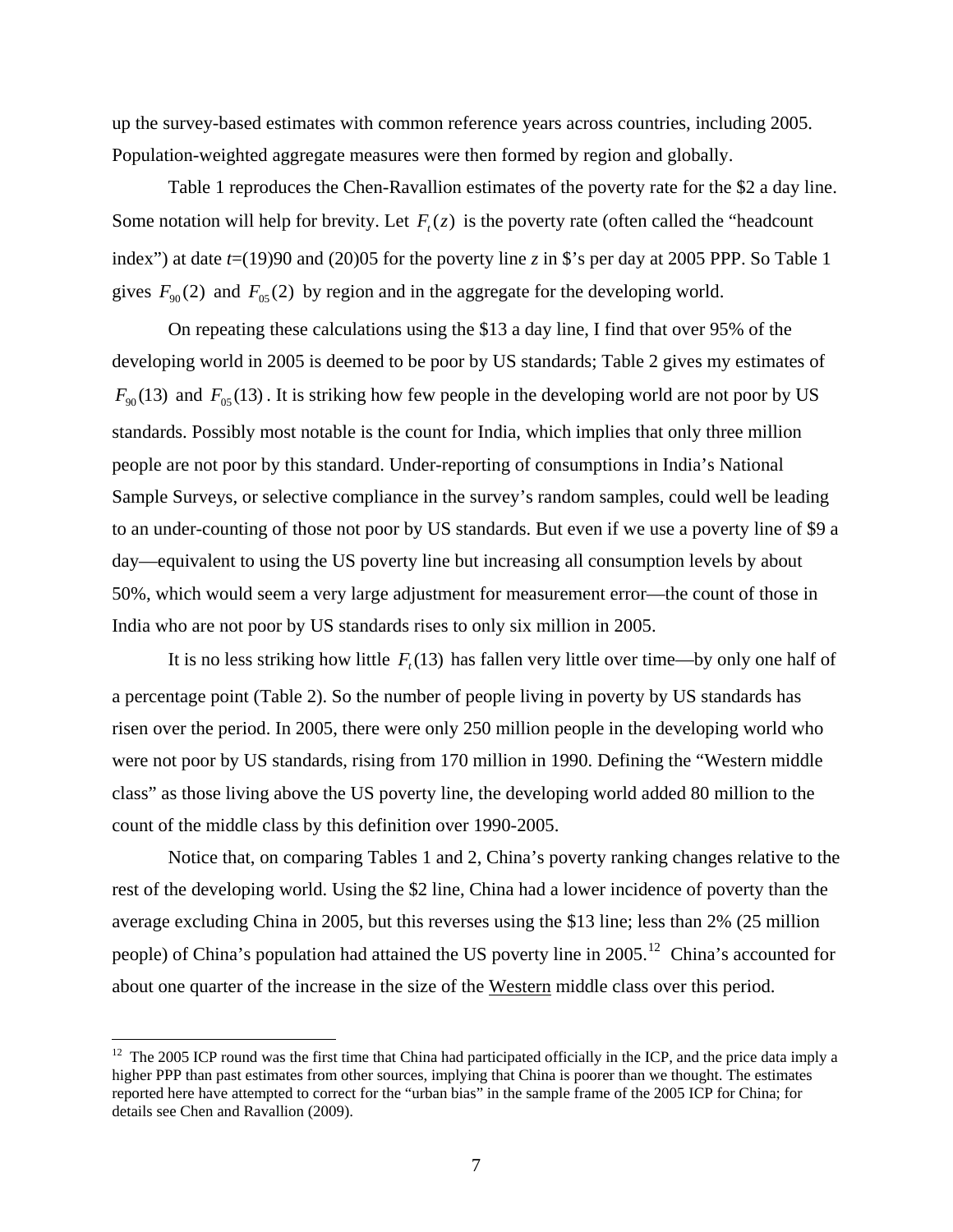up the survey-based estimates with common reference years across countries, including 2005. Population-weighted aggregate measures were then formed by region and globally.

Table 1 reproduces the Chen-Ravallion estimates of the poverty rate for the \$2 a day line. Some notation will help for brevity. Let $F_t(z)$ is the poverty rate (often called the "headcount index") at date $t$=(19)90 and (20)05 for the poverty line $z$ in \$'s per day at 2005 PPP. So Table 1 gives $F_{90}(2)$ and $F_{05}(2)$ by region and in the aggregate for the developing world.

On repeating these calculations using the \$13 a day line, I find that over 95% of the developing world in 2005 is deemed to be poor by US standards; Table 2 gives my estimates of $F_{90}(13)$ and $F_{05}(13)$. It is striking how few people in the developing world are not poor by US standards. Possibly most notable is the count for India, which implies that only three million people are not poor by this standard. Under-reporting of consumptions in India's National Sample Surveys, or selective compliance in the survey's random samples, could well be leading to an under-counting of those not poor by US standards. But even if we use a poverty line of \$9 a day—equivalent to using the US poverty line but increasing all consumption levels by about 50%, which would seem a very large adjustment for measurement error—the count of those in India who are not poor by US standards rises to only six million in 2005.

It is no less striking how little $F_t(13)$ has fallen very little over time—by only one half of a percentage point (Table 2). So the number of people living in poverty by US standards has risen over the period. In 2005, there were only 250 million people in the developing world who were not poor by US standards, rising from 170 million in 1990. Defining the "Western middle class" as those living above the US poverty line, the developing world added 80 million to the count of the middle class by this definition over 1990-2005.

Notice that, on comparing Tables 1 and 2, China's poverty ranking changes relative to the rest of the developing world. Using the \$2 line, China had a lower incidence of poverty than the average excluding China in 2005, but this reverses using the \$13 line; less than 2% (25 million people) of China's population had attained the US poverty line in 2005.[12] China's accounted for about one quarter of the increase in the size of the <u>Western</u> middle class over this period.

---

[12] The 2005 ICP round was the first time that China had participated officially in the ICP, and the price data imply a higher PPP than past estimates from other sources, implying that China is poorer than we thought. The estimates reported here have attempted to correct for the "urban bias" in the sample frame of the 2005 ICP for China; for details see Chen and Ravallion (2009).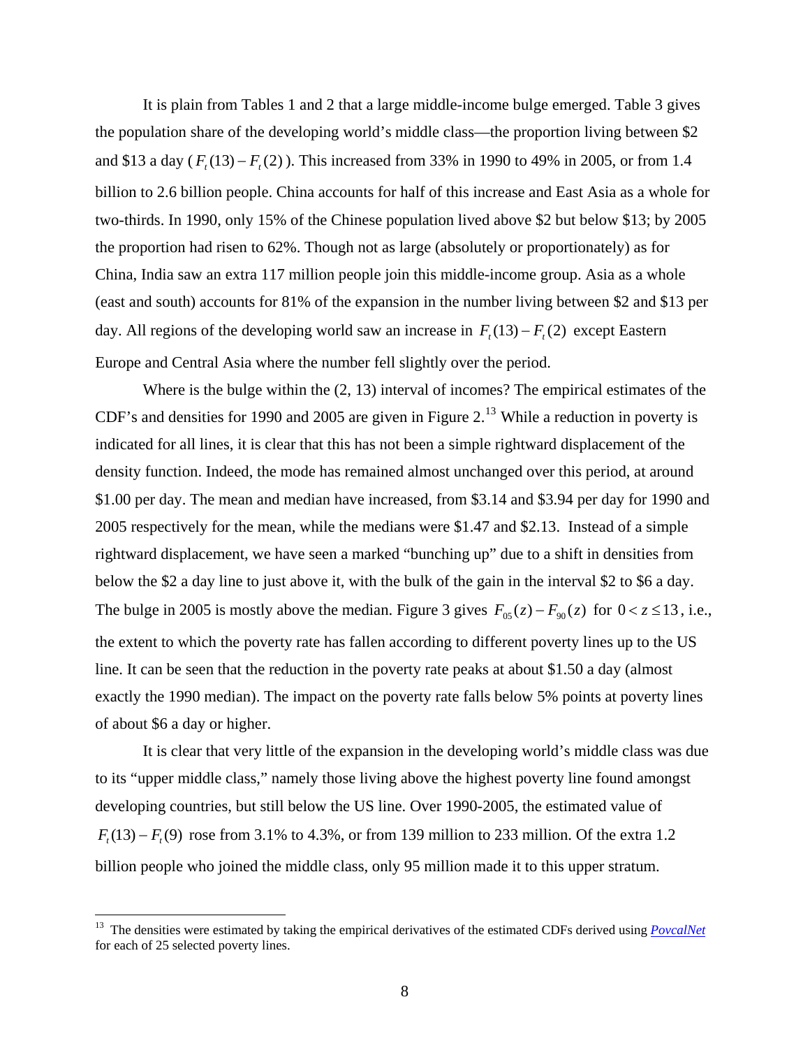It is plain from Tables 1 and 2 that a large middle-income bulge emerged. Table 3 gives the population share of the developing world's middle class—the proportion living between \$2 and \$13 a day ($F_t(13) - F_t(2)$). This increased from 33% in 1990 to 49% in 2005, or from 1.4 billion to 2.6 billion people. China accounts for half of this increase and East Asia as a whole for two-thirds. In 1990, only 15% of the Chinese population lived above \$2 but below \$13; by 2005 the proportion had risen to 62%. Though not as large (absolutely or proportionately) as for China, India saw an extra 117 million people join this middle-income group. Asia as a whole (east and south) accounts for 81% of the expansion in the number living between \$2 and \$13 per day. All regions of the developing world saw an increase in $F_t(13) - F_t(2)$ except Eastern Europe and Central Asia where the number fell slightly over the period.

Where is the bulge within the (2, 13) interval of incomes? The empirical estimates of the CDF's and densities for 1990 and 2005 are given in Figure 2.[13] While a reduction in poverty is indicated for all lines, it is clear that this has not been a simple rightward displacement of the density function. Indeed, the mode has remained almost unchanged over this period, at around \$1.00 per day. The mean and median have increased, from \$3.14 and \$3.94 per day for 1990 and 2005 respectively for the mean, while the medians were \$1.47 and \$2.13. Instead of a simple rightward displacement, we have seen a marked "bunching up" due to a shift in densities from below the \$2 a day line to just above it, with the bulk of the gain in the interval \$2 to \$6 a day. The bulge in 2005 is mostly above the median. Figure 3 gives $F_{05}(z) - F_{90}(z)$ for $0 < z \leq 13$, i.e., the extent to which the poverty rate has fallen according to different poverty lines up to the US line. It can be seen that the reduction in the poverty rate peaks at about \$1.50 a day (almost exactly the 1990 median). The impact on the poverty rate falls below 5% points at poverty lines of about \$6 a day or higher.

It is clear that very little of the expansion in the developing world's middle class was due to its "upper middle class," namely those living above the highest poverty line found amongst developing countries, but still below the US line. Over 1990-2005, the estimated value of $F_t(13) - F_t(9)$ rose from 3.1% to 4.3%, or from 139 million to 233 million. Of the extra 1.2 billion people who joined the middle class, only 95 million made it to this upper stratum.

---

[13] The densities were estimated by taking the empirical derivatives of the estimated CDFs derived using *PovcalNet* for each of 25 selected poverty lines.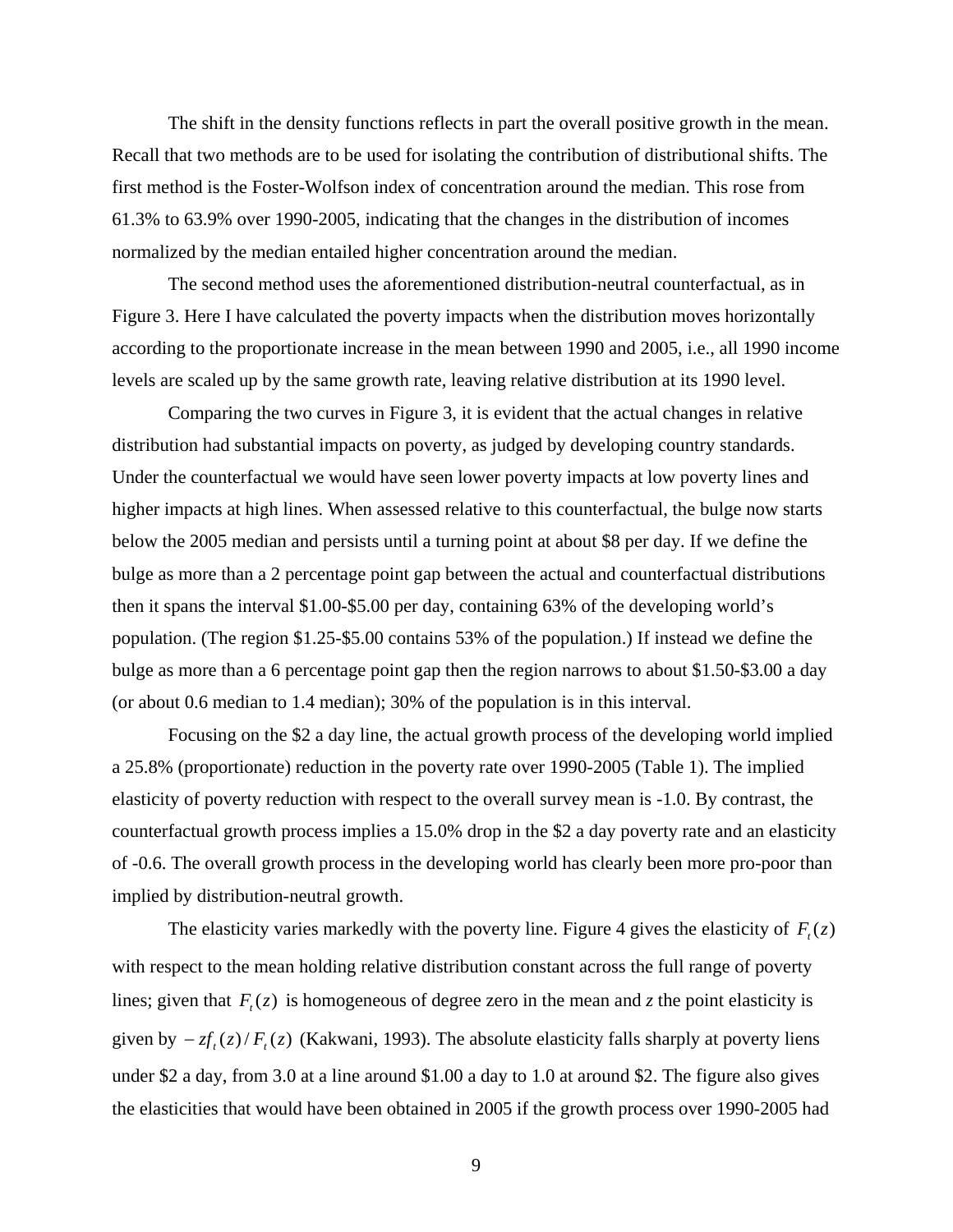The shift in the density functions reflects in part the overall positive growth in the mean. Recall that two methods are to be used for isolating the contribution of distributional shifts. The first method is the Foster-Wolfson index of concentration around the median. This rose from 61.3% to 63.9% over 1990-2005, indicating that the changes in the distribution of incomes normalized by the median entailed higher concentration around the median.

The second method uses the aforementioned distribution-neutral counterfactual, as in Figure 3. Here I have calculated the poverty impacts when the distribution moves horizontally according to the proportionate increase in the mean between 1990 and 2005, i.e., all 1990 income levels are scaled up by the same growth rate, leaving relative distribution at its 1990 level.

Comparing the two curves in Figure 3, it is evident that the actual changes in relative distribution had substantial impacts on poverty, as judged by developing country standards. Under the counterfactual we would have seen lower poverty impacts at low poverty lines and higher impacts at high lines. When assessed relative to this counterfactual, the bulge now starts below the 2005 median and persists until a turning point at about \$8 per day. If we define the bulge as more than a 2 percentage point gap between the actual and counterfactual distributions then it spans the interval \$1.00-\$5.00 per day, containing 63% of the developing world's population. (The region \$1.25-\$5.00 contains 53% of the population.) If instead we define the bulge as more than a 6 percentage point gap then the region narrows to about \$1.50-\$3.00 a day (or about 0.6 median to 1.4 median); 30% of the population is in this interval.

Focusing on the \$2 a day line, the actual growth process of the developing world implied a 25.8% (proportionate) reduction in the poverty rate over 1990-2005 (Table 1). The implied elasticity of poverty reduction with respect to the overall survey mean is -1.0. By contrast, the counterfactual growth process implies a 15.0% drop in the \$2 a day poverty rate and an elasticity of -0.6. The overall growth process in the developing world has clearly been more pro-poor than implied by distribution-neutral growth.

The elasticity varies markedly with the poverty line. Figure 4 gives the elasticity of $F_t(z)$ with respect to the mean holding relative distribution constant across the full range of poverty lines; given that $F_t(z)$ is homogeneous of degree zero in the mean and *z* the point elasticity is given by $-zf_t(z)/F_t(z)$ (Kakwani, 1993). The absolute elasticity falls sharply at poverty liens under \$2 a day, from 3.0 at a line around \$1.00 a day to 1.0 at around \$2. The figure also gives the elasticities that would have been obtained in 2005 if the growth process over 1990-2005 had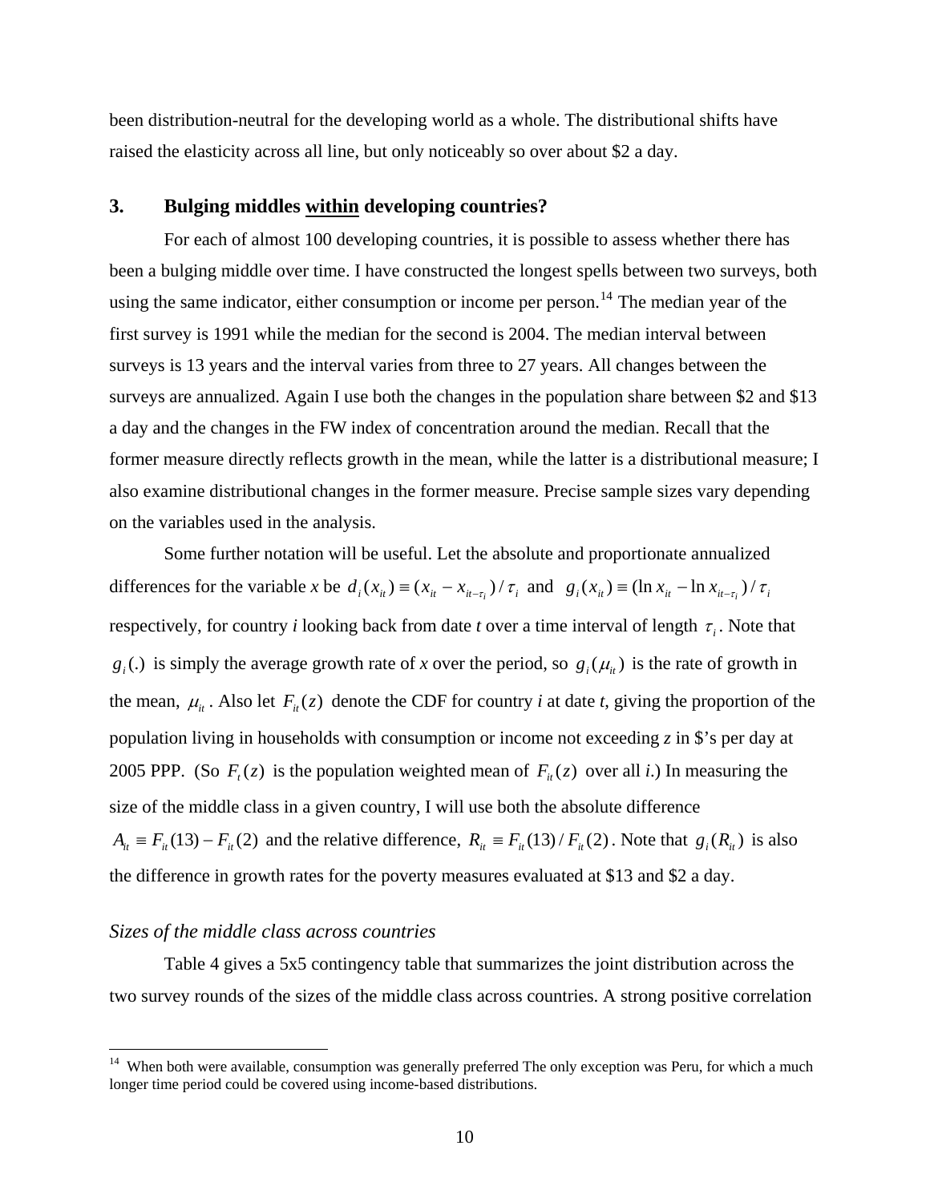been distribution-neutral for the developing world as a whole. The distributional shifts have raised the elasticity across all line, but only noticeably so over about \$2 a day.

## 3. Bulging middles within developing countries?

For each of almost 100 developing countries, it is possible to assess whether there has been a bulging middle over time. I have constructed the longest spells between two surveys, both using the same indicator, either consumption or income per person.[14] The median year of the first survey is 1991 while the median for the second is 2004. The median interval between surveys is 13 years and the interval varies from three to 27 years. All changes between the surveys are annualized. Again I use both the changes in the population share between \$2 and \$13 a day and the changes in the FW index of concentration around the median. Recall that the former measure directly reflects growth in the mean, while the latter is a distributional measure; I also examine distributional changes in the former measure. Precise sample sizes vary depending on the variables used in the analysis.

Some further notation will be useful. Let the absolute and proportionate annualized differences for the variable *x* be $d_i(x_{it}) \equiv (x_{it} - x_{it-\tau_i})/\tau_i$ and $g_i(x_{it}) \equiv (\ln x_{it} - \ln x_{it-\tau_i})/\tau_i$ respectively, for country *i* looking back from date *t* over a time interval of length $\tau_i$. Note that $g_i(.)$ is simply the average growth rate of *x* over the period, so $g_i(\mu_{it})$ is the rate of growth in the mean, $\mu_{it}$. Also let $F_{it}(z)$ denote the CDF for country *i* at date *t*, giving the proportion of the population living in households with consumption or income not exceeding *z* in \$'s per day at 2005 PPP. (So $F_t(z)$ is the population weighted mean of $F_{it}(z)$ over all *i*.) In measuring the size of the middle class in a given country, I will use both the absolute difference $A_{it} \equiv F_{it}(13) - F_{it}(2)$ and the relative difference, $R_{it} \equiv F_{it}(13)/F_{it}(2)$. Note that $g_i(R_{it})$ is also the difference in growth rates for the poverty measures evaluated at \$13 and \$2 a day.

### *Sizes of the middle class across countries*

Table 4 gives a 5x5 contingency table that summarizes the joint distribution across the two survey rounds of the sizes of the middle class across countries. A strong positive correlation

[14] When both were available, consumption was generally preferred The only exception was Peru, for which a much longer time period could be covered using income-based distributions.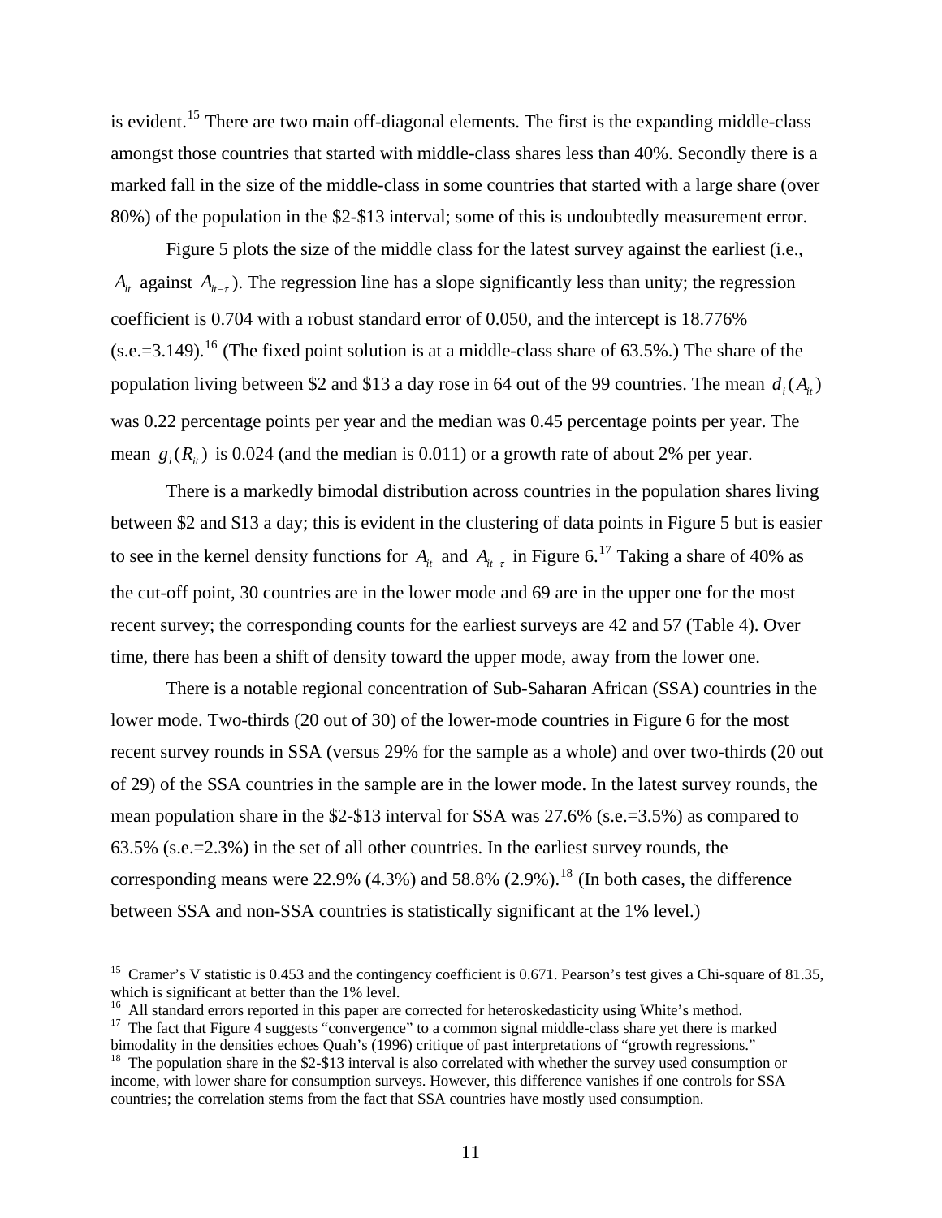is evident.[15] There are two main off-diagonal elements. The first is the expanding middle-class amongst those countries that started with middle-class shares less than 40%. Secondly there is a marked fall in the size of the middle-class in some countries that started with a large share (over 80%) of the population in the \$2-\$13 interval; some of this is undoubtedly measurement error.

Figure 5 plots the size of the middle class for the latest survey against the earliest (i.e., $A_{it}$ against $A_{it-\tau}$). The regression line has a slope significantly less than unity; the regression coefficient is 0.704 with a robust standard error of 0.050, and the intercept is 18.776% (s.e.=3.149).[16] (The fixed point solution is at a middle-class share of 63.5%.) The share of the population living between \$2 and \$13 a day rose in 64 out of the 99 countries. The mean $d_i(A_{it})$ was 0.22 percentage points per year and the median was 0.45 percentage points per year. The mean $g_i(R_{it})$ is 0.024 (and the median is 0.011) or a growth rate of about 2% per year.

There is a markedly bimodal distribution across countries in the population shares living between \$2 and \$13 a day; this is evident in the clustering of data points in Figure 5 but is easier to see in the kernel density functions for $A_{it}$ and $A_{it-\tau}$ in Figure 6.[17] Taking a share of 40% as the cut-off point, 30 countries are in the lower mode and 69 are in the upper one for the most recent survey; the corresponding counts for the earliest surveys are 42 and 57 (Table 4). Over time, there has been a shift of density toward the upper mode, away from the lower one.

There is a notable regional concentration of Sub-Saharan African (SSA) countries in the lower mode. Two-thirds (20 out of 30) of the lower-mode countries in Figure 6 for the most recent survey rounds in SSA (versus 29% for the sample as a whole) and over two-thirds (20 out of 29) of the SSA countries in the sample are in the lower mode. In the latest survey rounds, the mean population share in the \$2-\$13 interval for SSA was 27.6% (s.e.=3.5%) as compared to 63.5% (s.e.=2.3%) in the set of all other countries. In the earliest survey rounds, the corresponding means were 22.9% (4.3%) and 58.8% (2.9%).[18] (In both cases, the difference between SSA and non-SSA countries is statistically significant at the 1% level.)

---

[15] Cramer's V statistic is 0.453 and the contingency coefficient is 0.671. Pearson's test gives a Chi-square of 81.35, which is significant at better than the 1% level.

[16] All standard errors reported in this paper are corrected for heteroskedasticity using White's method.

[17] The fact that Figure 4 suggests "convergence" to a common signal middle-class share yet there is marked bimodality in the densities echoes Quah's (1996) critique of past interpretations of "growth regressions."

[18] The population share in the \$2-\$13 interval is also correlated with whether the survey used consumption or income, with lower share for consumption surveys. However, this difference vanishes if one controls for SSA countries; the correlation stems from the fact that SSA countries have mostly used consumption.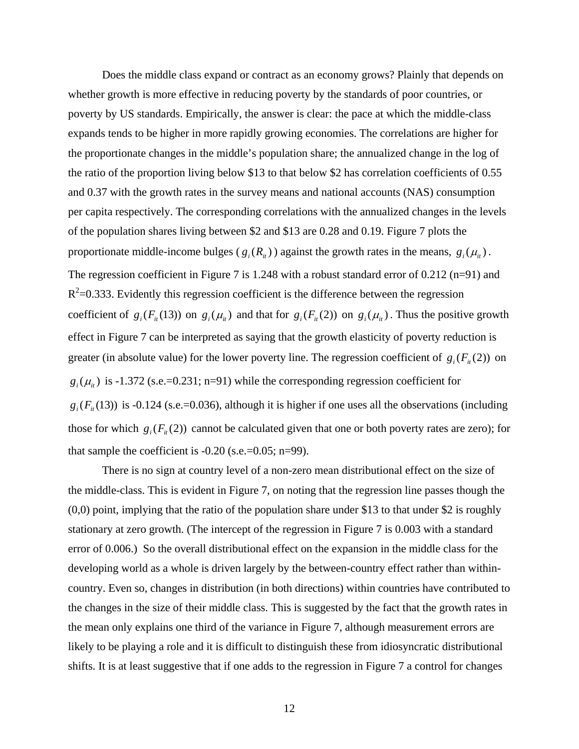Does the middle class expand or contract as an economy grows? Plainly that depends on whether growth is more effective in reducing poverty by the standards of poor countries, or poverty by US standards. Empirically, the answer is clear: the pace at which the middle-class expands tends to be higher in more rapidly growing economies. The correlations are higher for the proportionate changes in the middle's population share; the annualized change in the log of the ratio of the proportion living below \$13 to that below \$2 has correlation coefficients of 0.55 and 0.37 with the growth rates in the survey means and national accounts (NAS) consumption per capita respectively. The corresponding correlations with the annualized changes in the levels of the population shares living between \$2 and \$13 are 0.28 and 0.19. Figure 7 plots the proportionate middle-income bulges ($g_i(R_{it})$) against the growth rates in the means, $g_i(\mu_{it})$. The regression coefficient in Figure 7 is 1.248 with a robust standard error of 0.212 (n=91) and $R^2$=0.333. Evidently this regression coefficient is the difference between the regression coefficient of $g_i(F_{it}(13))$ on $g_i(\mu_{it})$ and that for $g_i(F_{it}(2))$ on $g_i(\mu_{it})$. Thus the positive growth effect in Figure 7 can be interpreted as saying that the growth elasticity of poverty reduction is greater (in absolute value) for the lower poverty line. The regression coefficient of $g_i(F_{it}(2))$ on $g_i(\mu_{it})$ is -1.372 (s.e.=0.231; n=91) while the corresponding regression coefficient for $g_i(F_{it}(13))$ is -0.124 (s.e.=0.036), although it is higher if one uses all the observations (including those for which $g_i(F_{it}(2))$ cannot be calculated given that one or both poverty rates are zero); for that sample the coefficient is -0.20 (s.e.=0.05; n=99).

There is no sign at country level of a non-zero mean distributional effect on the size of the middle-class. This is evident in Figure 7, on noting that the regression line passes though the (0,0) point, implying that the ratio of the population share under \$13 to that under \$2 is roughly stationary at zero growth. (The intercept of the regression in Figure 7 is 0.003 with a standard error of 0.006.) So the overall distributional effect on the expansion in the middle class for the developing world as a whole is driven largely by the between-country effect rather than within-country. Even so, changes in distribution (in both directions) within countries have contributed to the changes in the size of their middle class. This is suggested by the fact that the growth rates in the mean only explains one third of the variance in Figure 7, although measurement errors are likely to be playing a role and it is difficult to distinguish these from idiosyncratic distributional shifts. It is at least suggestive that if one adds to the regression in Figure 7 a control for changes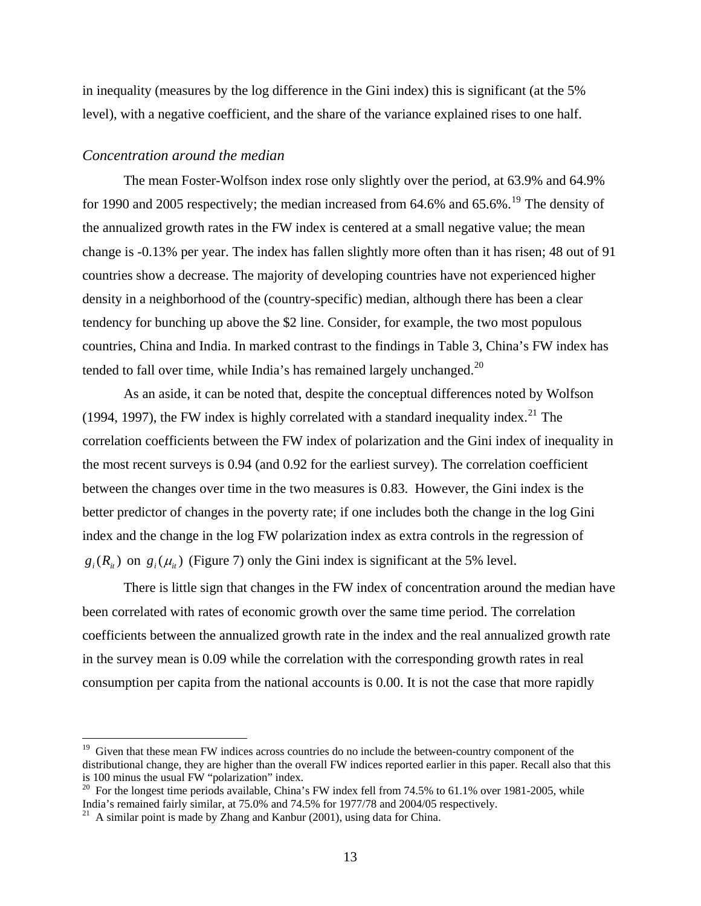in inequality (measures by the log difference in the Gini index) this is significant (at the 5% level), with a negative coefficient, and the share of the variance explained rises to one half.

*Concentration around the median*

The mean Foster-Wolfson index rose only slightly over the period, at 63.9% and 64.9% for 1990 and 2005 respectively; the median increased from 64.6% and 65.6%.[19] The density of the annualized growth rates in the FW index is centered at a small negative value; the mean change is -0.13% per year. The index has fallen slightly more often than it has risen; 48 out of 91 countries show a decrease. The majority of developing countries have not experienced higher density in a neighborhood of the (country-specific) median, although there has been a clear tendency for bunching up above the $2 line. Consider, for example, the two most populous countries, China and India. In marked contrast to the findings in Table 3, China's FW index has tended to fall over time, while India's has remained largely unchanged.[20]

As an aside, it can be noted that, despite the conceptual differences noted by Wolfson (1994, 1997), the FW index is highly correlated with a standard inequality index.[21] The correlation coefficients between the FW index of polarization and the Gini index of inequality in the most recent surveys is 0.94 (and 0.92 for the earliest survey). The correlation coefficient between the changes over time in the two measures is 0.83. However, the Gini index is the better predictor of changes in the poverty rate; if one includes both the change in the log Gini index and the change in the log FW polarization index as extra controls in the regression of $g_i(R_{it})$ on $g_i(\mu_{it})$ (Figure 7) only the Gini index is significant at the 5% level.

There is little sign that changes in the FW index of concentration around the median have been correlated with rates of economic growth over the same time period. The correlation coefficients between the annualized growth rate in the index and the real annualized growth rate in the survey mean is 0.09 while the correlation with the corresponding growth rates in real consumption per capita from the national accounts is 0.00. It is not the case that more rapidly

---

[19] Given that these mean FW indices across countries do no include the between-country component of the distributional change, they are higher than the overall FW indices reported earlier in this paper. Recall also that this is 100 minus the usual FW "polarization" index.

[20] For the longest time periods available, China's FW index fell from 74.5% to 61.1% over 1981-2005, while India's remained fairly similar, at 75.0% and 74.5% for 1977/78 and 2004/05 respectively.

[21] A similar point is made by Zhang and Kanbur (2001), using data for China.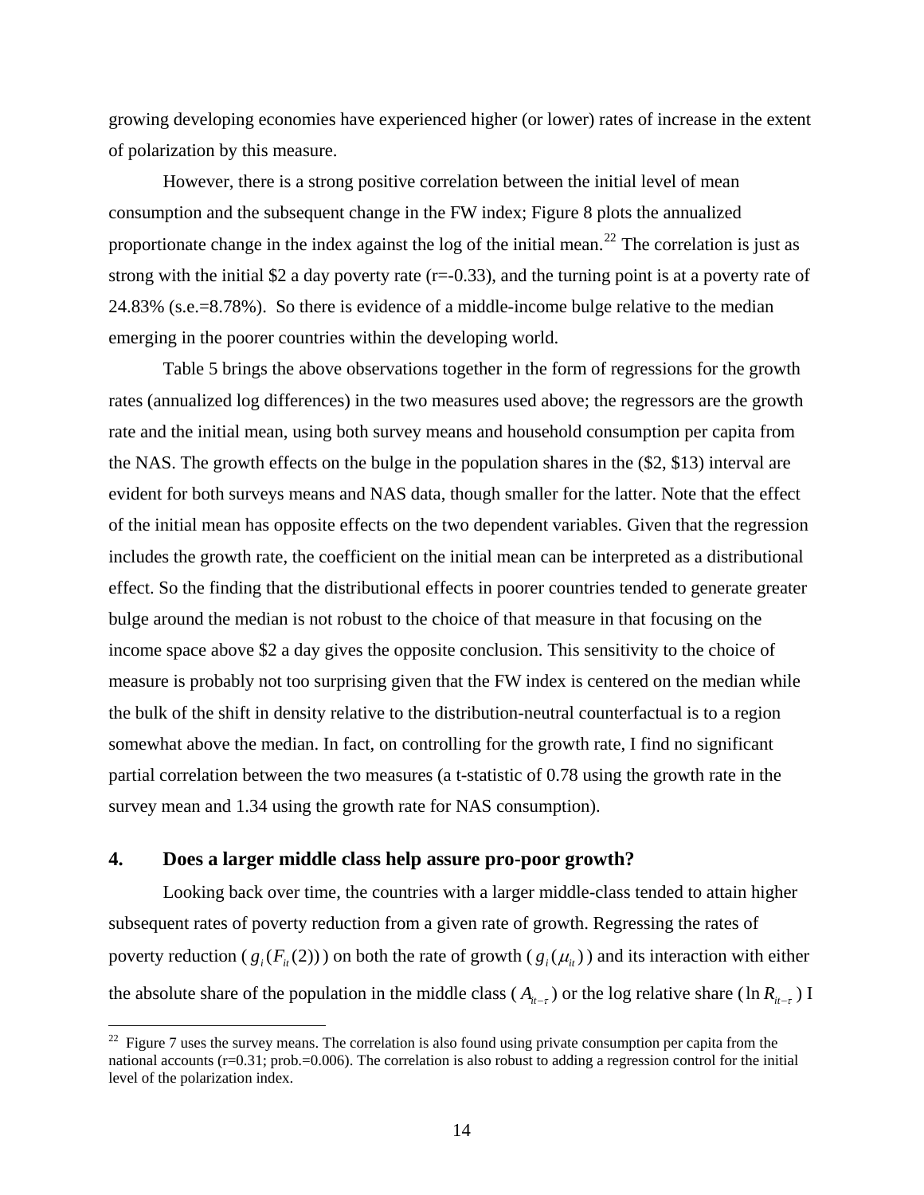growing developing economies have experienced higher (or lower) rates of increase in the extent of polarization by this measure.

However, there is a strong positive correlation between the initial level of mean consumption and the subsequent change in the FW index; Figure 8 plots the annualized proportionate change in the index against the log of the initial mean.[22] The correlation is just as strong with the initial \$2 a day poverty rate (r=-0.33), and the turning point is at a poverty rate of 24.83% (s.e.=8.78%). So there is evidence of a middle-income bulge relative to the median emerging in the poorer countries within the developing world.

Table 5 brings the above observations together in the form of regressions for the growth rates (annualized log differences) in the two measures used above; the regressors are the growth rate and the initial mean, using both survey means and household consumption per capita from the NAS. The growth effects on the bulge in the population shares in the (\$2, \$13) interval are evident for both surveys means and NAS data, though smaller for the latter. Note that the effect of the initial mean has opposite effects on the two dependent variables. Given that the regression includes the growth rate, the coefficient on the initial mean can be interpreted as a distributional effect. So the finding that the distributional effects in poorer countries tended to generate greater bulge around the median is not robust to the choice of that measure in that focusing on the income space above \$2 a day gives the opposite conclusion. This sensitivity to the choice of measure is probably not too surprising given that the FW index is centered on the median while the bulk of the shift in density relative to the distribution-neutral counterfactual is to a region somewhat above the median. In fact, on controlling for the growth rate, I find no significant partial correlation between the two measures (a t-statistic of 0.78 using the growth rate in the survey mean and 1.34 using the growth rate for NAS consumption).

## 4. Does a larger middle class help assure pro-poor growth?

Looking back over time, the countries with a larger middle-class tended to attain higher subsequent rates of poverty reduction from a given rate of growth. Regressing the rates of poverty reduction ($g_i(F_{it}(2))$) on both the rate of growth ($g_i(\mu_{it})$) and its interaction with either the absolute share of the population in the middle class ($A_{it-\tau}$) or the log relative share ($\ln R_{it-\tau}$) I

[22] Figure 7 uses the survey means. The correlation is also found using private consumption per capita from the national accounts (r=0.31; prob.=0.006). The correlation is also robust to adding a regression control for the initial level of the polarization index.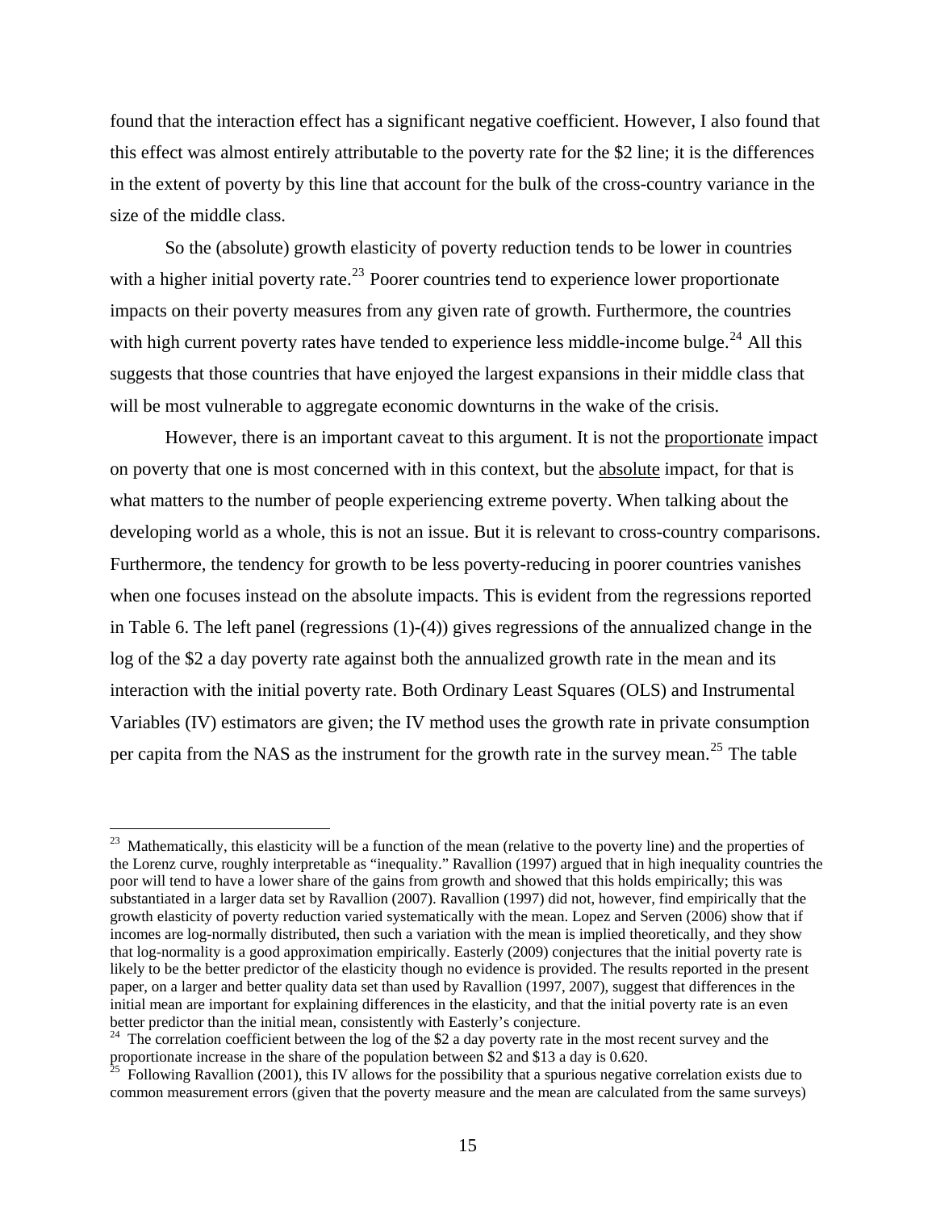found that the interaction effect has a significant negative coefficient. However, I also found that this effect was almost entirely attributable to the poverty rate for the $2 line; it is the differences in the extent of poverty by this line that account for the bulk of the cross-country variance in the size of the middle class.

So the (absolute) growth elasticity of poverty reduction tends to be lower in countries with a higher initial poverty rate.[23] Poorer countries tend to experience lower proportionate impacts on their poverty measures from any given rate of growth. Furthermore, the countries with high current poverty rates have tended to experience less middle-income bulge.[24] All this suggests that those countries that have enjoyed the largest expansions in their middle class that will be most vulnerable to aggregate economic downturns in the wake of the crisis.

However, there is an important caveat to this argument. It is not the <u>proportionate</u> impact on poverty that one is most concerned with in this context, but the <u>absolute</u> impact, for that is what matters to the number of people experiencing extreme poverty. When talking about the developing world as a whole, this is not an issue. But it is relevant to cross-country comparisons. Furthermore, the tendency for growth to be less poverty-reducing in poorer countries vanishes when one focuses instead on the absolute impacts. This is evident from the regressions reported in Table 6. The left panel (regressions (1)-(4)) gives regressions of the annualized change in the log of the $2 a day poverty rate against both the annualized growth rate in the mean and its interaction with the initial poverty rate. Both Ordinary Least Squares (OLS) and Instrumental Variables (IV) estimators are given; the IV method uses the growth rate in private consumption per capita from the NAS as the instrument for the growth rate in the survey mean.[25] The table

---

[23] Mathematically, this elasticity will be a function of the mean (relative to the poverty line) and the properties of the Lorenz curve, roughly interpretable as "inequality." Ravallion (1997) argued that in high inequality countries the poor will tend to have a lower share of the gains from growth and showed that this holds empirically; this was substantiated in a larger data set by Ravallion (2007). Ravallion (1997) did not, however, find empirically that the growth elasticity of poverty reduction varied systematically with the mean. Lopez and Serven (2006) show that if incomes are log-normally distributed, then such a variation with the mean is implied theoretically, and they show that log-normality is a good approximation empirically. Easterly (2009) conjectures that the initial poverty rate is likely to be the better predictor of the elasticity though no evidence is provided. The results reported in the present paper, on a larger and better quality data set than used by Ravallion (1997, 2007), suggest that differences in the initial mean are important for explaining differences in the elasticity, and that the initial poverty rate is an even better predictor than the initial mean, consistently with Easterly's conjecture.

[24] The correlation coefficient between the log of the $2 a day poverty rate in the most recent survey and the proportionate increase in the share of the population between $2 and $13 a day is 0.620.

[25] Following Ravallion (2001), this IV allows for the possibility that a spurious negative correlation exists due to common measurement errors (given that the poverty measure and the mean are calculated from the same surveys)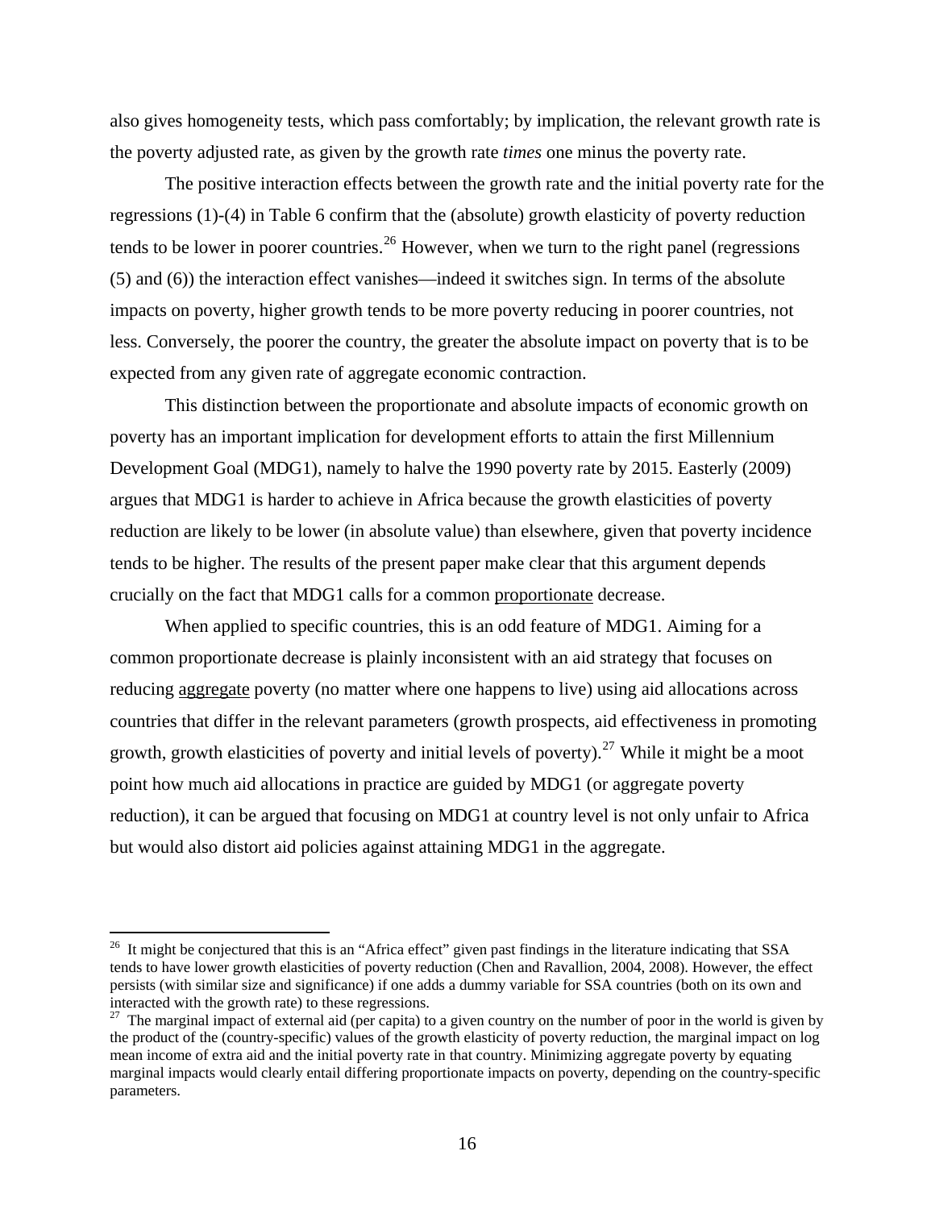also gives homogeneity tests, which pass comfortably; by implication, the relevant growth rate is the poverty adjusted rate, as given by the growth rate *times* one minus the poverty rate.

The positive interaction effects between the growth rate and the initial poverty rate for the regressions (1)-(4) in Table 6 confirm that the (absolute) growth elasticity of poverty reduction tends to be lower in poorer countries.[26] However, when we turn to the right panel (regressions (5) and (6)) the interaction effect vanishes—indeed it switches sign. In terms of the absolute impacts on poverty, higher growth tends to be more poverty reducing in poorer countries, not less. Conversely, the poorer the country, the greater the absolute impact on poverty that is to be expected from any given rate of aggregate economic contraction.

This distinction between the proportionate and absolute impacts of economic growth on poverty has an important implication for development efforts to attain the first Millennium Development Goal (MDG1), namely to halve the 1990 poverty rate by 2015. Easterly (2009) argues that MDG1 is harder to achieve in Africa because the growth elasticities of poverty reduction are likely to be lower (in absolute value) than elsewhere, given that poverty incidence tends to be higher. The results of the present paper make clear that this argument depends crucially on the fact that MDG1 calls for a common proportionate decrease.

When applied to specific countries, this is an odd feature of MDG1. Aiming for a common proportionate decrease is plainly inconsistent with an aid strategy that focuses on reducing aggregate poverty (no matter where one happens to live) using aid allocations across countries that differ in the relevant parameters (growth prospects, aid effectiveness in promoting growth, growth elasticities of poverty and initial levels of poverty).[27] While it might be a moot point how much aid allocations in practice are guided by MDG1 (or aggregate poverty reduction), it can be argued that focusing on MDG1 at country level is not only unfair to Africa but would also distort aid policies against attaining MDG1 in the aggregate.

---

[26] It might be conjectured that this is an "Africa effect" given past findings in the literature indicating that SSA tends to have lower growth elasticities of poverty reduction (Chen and Ravallion, 2004, 2008). However, the effect persists (with similar size and significance) if one adds a dummy variable for SSA countries (both on its own and interacted with the growth rate) to these regressions.

[27] The marginal impact of external aid (per capita) to a given country on the number of poor in the world is given by the product of the (country-specific) values of the growth elasticity of poverty reduction, the marginal impact on log mean income of extra aid and the initial poverty rate in that country. Minimizing aggregate poverty by equating marginal impacts would clearly entail differing proportionate impacts on poverty, depending on the country-specific parameters.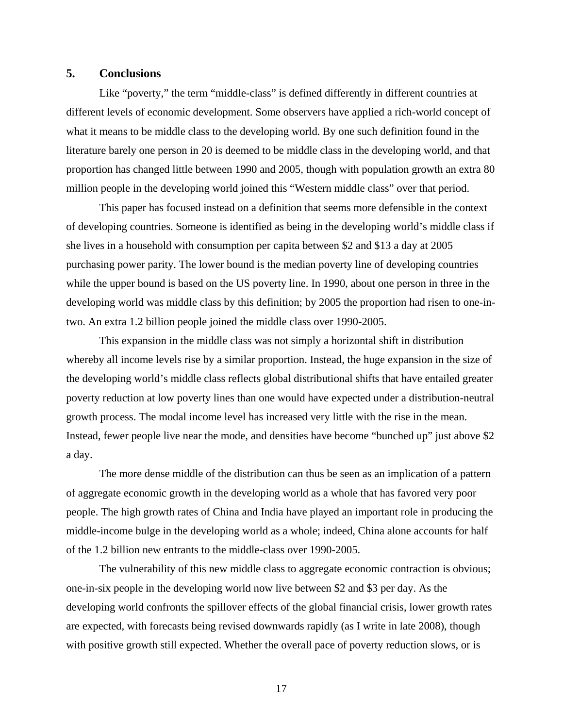## 5. Conclusions

Like "poverty," the term "middle-class" is defined differently in different countries at different levels of economic development. Some observers have applied a rich-world concept of what it means to be middle class to the developing world. By one such definition found in the literature barely one person in 20 is deemed to be middle class in the developing world, and that proportion has changed little between 1990 and 2005, though with population growth an extra 80 million people in the developing world joined this "Western middle class" over that period.

This paper has focused instead on a definition that seems more defensible in the context of developing countries. Someone is identified as being in the developing world's middle class if she lives in a household with consumption per capita between $2 and $13 a day at 2005 purchasing power parity. The lower bound is the median poverty line of developing countries while the upper bound is based on the US poverty line. In 1990, about one person in three in the developing world was middle class by this definition; by 2005 the proportion had risen to one-in-two. An extra 1.2 billion people joined the middle class over 1990-2005.

This expansion in the middle class was not simply a horizontal shift in distribution whereby all income levels rise by a similar proportion. Instead, the huge expansion in the size of the developing world's middle class reflects global distributional shifts that have entailed greater poverty reduction at low poverty lines than one would have expected under a distribution-neutral growth process. The modal income level has increased very little with the rise in the mean. Instead, fewer people live near the mode, and densities have become "bunched up" just above $2 a day.

The more dense middle of the distribution can thus be seen as an implication of a pattern of aggregate economic growth in the developing world as a whole that has favored very poor people. The high growth rates of China and India have played an important role in producing the middle-income bulge in the developing world as a whole; indeed, China alone accounts for half of the 1.2 billion new entrants to the middle-class over 1990-2005.

The vulnerability of this new middle class to aggregate economic contraction is obvious; one-in-six people in the developing world now live between $2 and $3 per day. As the developing world confronts the spillover effects of the global financial crisis, lower growth rates are expected, with forecasts being revised downwards rapidly (as I write in late 2008), though with positive growth still expected. Whether the overall pace of poverty reduction slows, or is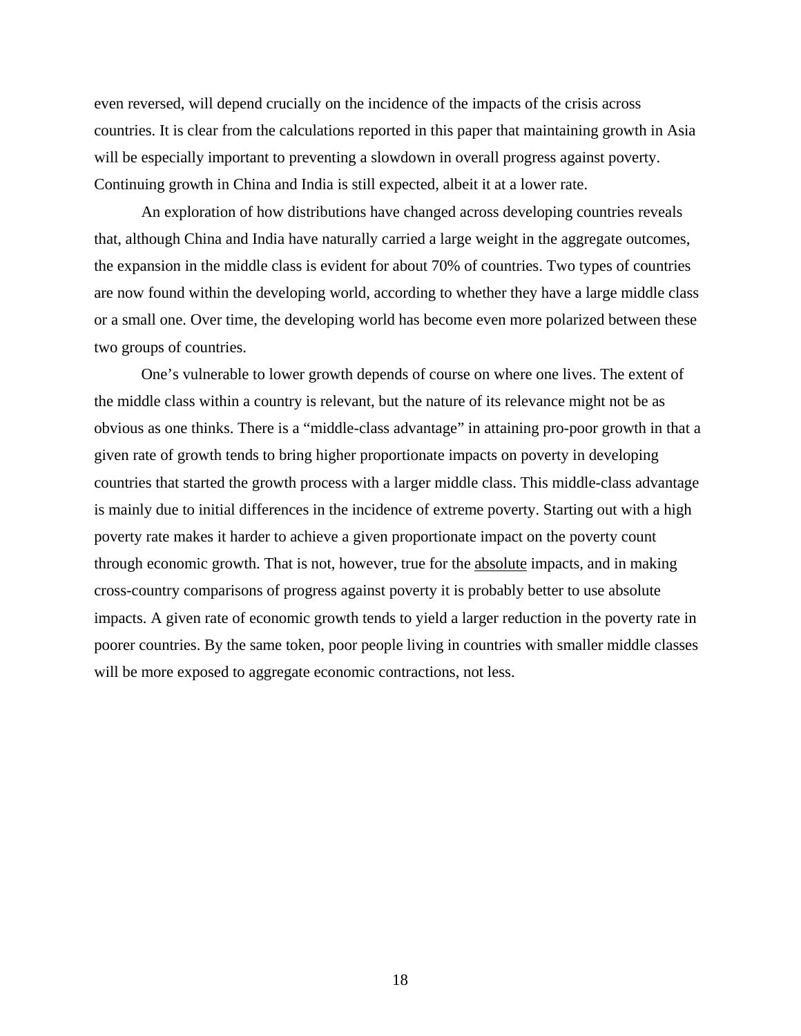even reversed, will depend crucially on the incidence of the impacts of the crisis across countries. It is clear from the calculations reported in this paper that maintaining growth in Asia will be especially important to preventing a slowdown in overall progress against poverty. Continuing growth in China and India is still expected, albeit it at a lower rate.

An exploration of how distributions have changed across developing countries reveals that, although China and India have naturally carried a large weight in the aggregate outcomes, the expansion in the middle class is evident for about 70% of countries. Two types of countries are now found within the developing world, according to whether they have a large middle class or a small one. Over time, the developing world has become even more polarized between these two groups of countries.

One's vulnerable to lower growth depends of course on where one lives. The extent of the middle class within a country is relevant, but the nature of its relevance might not be as obvious as one thinks. There is a "middle-class advantage" in attaining pro-poor growth in that a given rate of growth tends to bring higher proportionate impacts on poverty in developing countries that started the growth process with a larger middle class. This middle-class advantage is mainly due to initial differences in the incidence of extreme poverty. Starting out with a high poverty rate makes it harder to achieve a given proportionate impact on the poverty count through economic growth. That is not, however, true for the absolute impacts, and in making cross-country comparisons of progress against poverty it is probably better to use absolute impacts. A given rate of economic growth tends to yield a larger reduction in the poverty rate in poorer countries. By the same token, poor people living in countries with smaller middle classes will be more exposed to aggregate economic contractions, not less.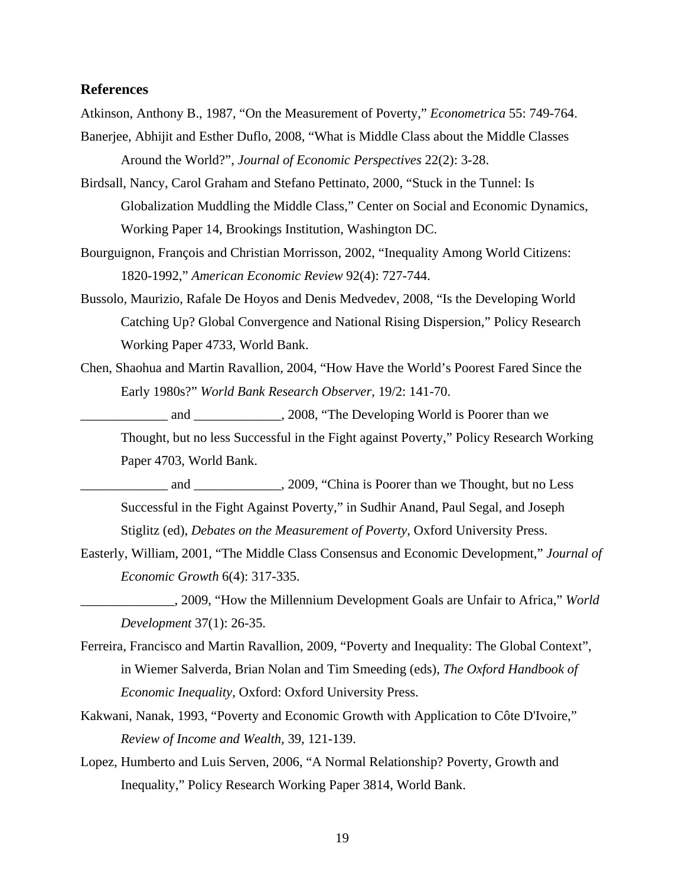## References

Atkinson, Anthony B., 1987, "On the Measurement of Poverty," *Econometrica* 55: 749-764.

Banerjee, Abhijit and Esther Duflo, 2008, "What is Middle Class about the Middle Classes Around the World?", *Journal of Economic Perspectives* 22(2): 3-28.

Birdsall, Nancy, Carol Graham and Stefano Pettinato, 2000, "Stuck in the Tunnel: Is Globalization Muddling the Middle Class," Center on Social and Economic Dynamics, Working Paper 14, Brookings Institution, Washington DC.

Bourguignon, François and Christian Morrisson, 2002, "Inequality Among World Citizens: 1820-1992," *American Economic Review* 92(4): 727-744.

Bussolo, Maurizio, Rafale De Hoyos and Denis Medvedev, 2008, "Is the Developing World Catching Up? Global Convergence and National Rising Dispersion," Policy Research Working Paper 4733, World Bank.

Chen, Shaohua and Martin Ravallion, 2004, "How Have the World's Poorest Fared Since the Early 1980s?" *World Bank Research Observer*, 19/2: 141-70.

_____________ and _____________, 2008, "The Developing World is Poorer than we Thought, but no less Successful in the Fight against Poverty," Policy Research Working Paper 4703, World Bank.

_____________ and _____________, 2009, "China is Poorer than we Thought, but no Less Successful in the Fight Against Poverty," in Sudhir Anand, Paul Segal, and Joseph Stiglitz (ed), *Debates on the Measurement of Poverty*, Oxford University Press.

Easterly, William, 2001, "The Middle Class Consensus and Economic Development," *Journal of Economic Growth* 6(4): 317-335.

______________, 2009, "How the Millennium Development Goals are Unfair to Africa," *World Development* 37(1): 26-35.

Ferreira, Francisco and Martin Ravallion, 2009, "Poverty and Inequality: The Global Context", in Wiemer Salverda, Brian Nolan and Tim Smeeding (eds), *The Oxford Handbook of Economic Inequality*, Oxford: Oxford University Press.

Kakwani, Nanak, 1993, "Poverty and Economic Growth with Application to Côte D'Ivoire," *Review of Income and Wealth*, 39, 121-139.

Lopez, Humberto and Luis Serven, 2006, "A Normal Relationship? Poverty, Growth and Inequality," Policy Research Working Paper 3814, World Bank.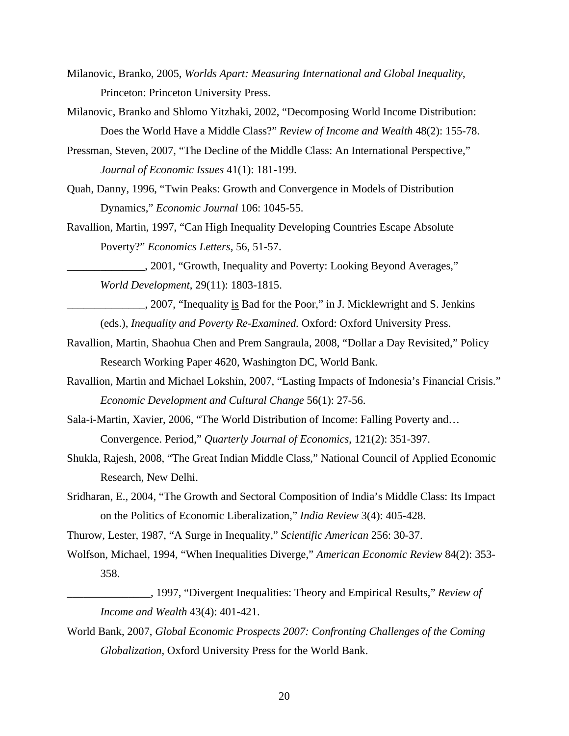Milanovic, Branko, 2005, *Worlds Apart: Measuring International and Global Inequality*, Princeton: Princeton University Press.

Milanovic, Branko and Shlomo Yitzhaki, 2002, "Decomposing World Income Distribution: Does the World Have a Middle Class?" *Review of Income and Wealth* 48(2): 155-78.

Pressman, Steven, 2007, "The Decline of the Middle Class: An International Perspective," *Journal of Economic Issues* 41(1): 181-199.

Quah, Danny, 1996, "Twin Peaks: Growth and Convergence in Models of Distribution Dynamics," *Economic Journal* 106: 1045-55.

Ravallion, Martin, 1997, "Can High Inequality Developing Countries Escape Absolute Poverty?" *Economics Letters*, 56, 51-57.

______________, 2001, "Growth, Inequality and Poverty: Looking Beyond Averages," *World Development*, 29(11): 1803-1815.

______________, 2007, "Inequality is Bad for the Poor," in J. Micklewright and S. Jenkins (eds.), *Inequality and Poverty Re-Examined.* Oxford: Oxford University Press.

Ravallion, Martin, Shaohua Chen and Prem Sangraula, 2008, "Dollar a Day Revisited," Policy Research Working Paper 4620, Washington DC, World Bank.

Ravallion, Martin and Michael Lokshin, 2007, "Lasting Impacts of Indonesia's Financial Crisis." *Economic Development and Cultural Change* 56(1): 27-56.

Sala-i-Martin, Xavier, 2006, "The World Distribution of Income: Falling Poverty and… Convergence. Period," *Quarterly Journal of Economics*, 121(2): 351-397.

Shukla, Rajesh, 2008, "The Great Indian Middle Class," National Council of Applied Economic Research, New Delhi.

Sridharan, E., 2004, "The Growth and Sectoral Composition of India's Middle Class: Its Impact on the Politics of Economic Liberalization," *India Review* 3(4): 405-428.

Thurow, Lester, 1987, "A Surge in Inequality," *Scientific American* 256: 30-37.

Wolfson, Michael, 1994, "When Inequalities Diverge," *American Economic Review* 84(2): 353-358.

_______________, 1997, "Divergent Inequalities: Theory and Empirical Results," *Review of Income and Wealth* 43(4): 401-421.

World Bank, 2007, *Global Economic Prospects 2007: Confronting Challenges of the Coming Globalization*, Oxford University Press for the World Bank.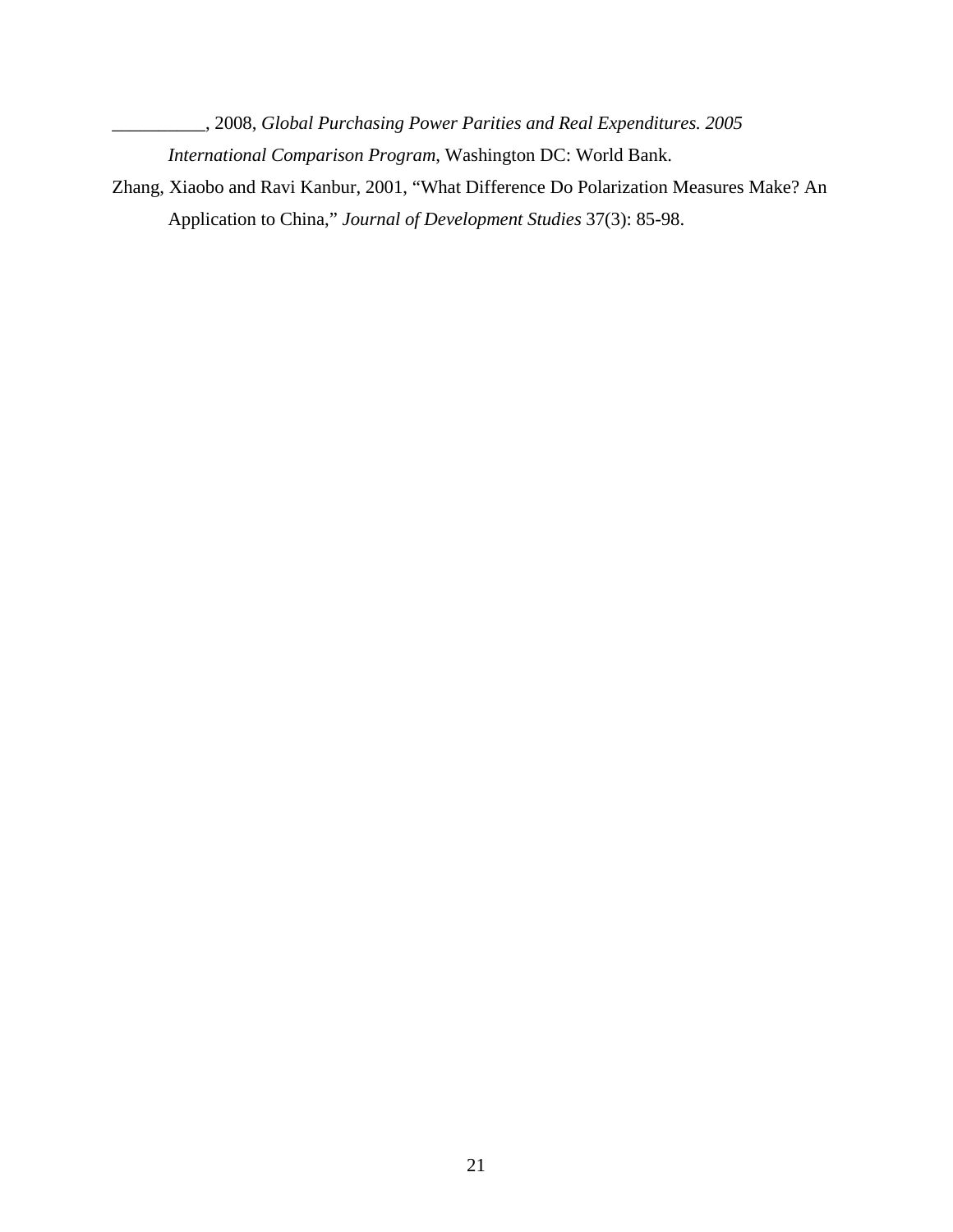__________, 2008, *Global Purchasing Power Parities and Real Expenditures. 2005 International Comparison Program*, Washington DC: World Bank.

Zhang, Xiaobo and Ravi Kanbur, 2001, "What Difference Do Polarization Measures Make? An Application to China," *Journal of Development Studies* 37(3): 85-98.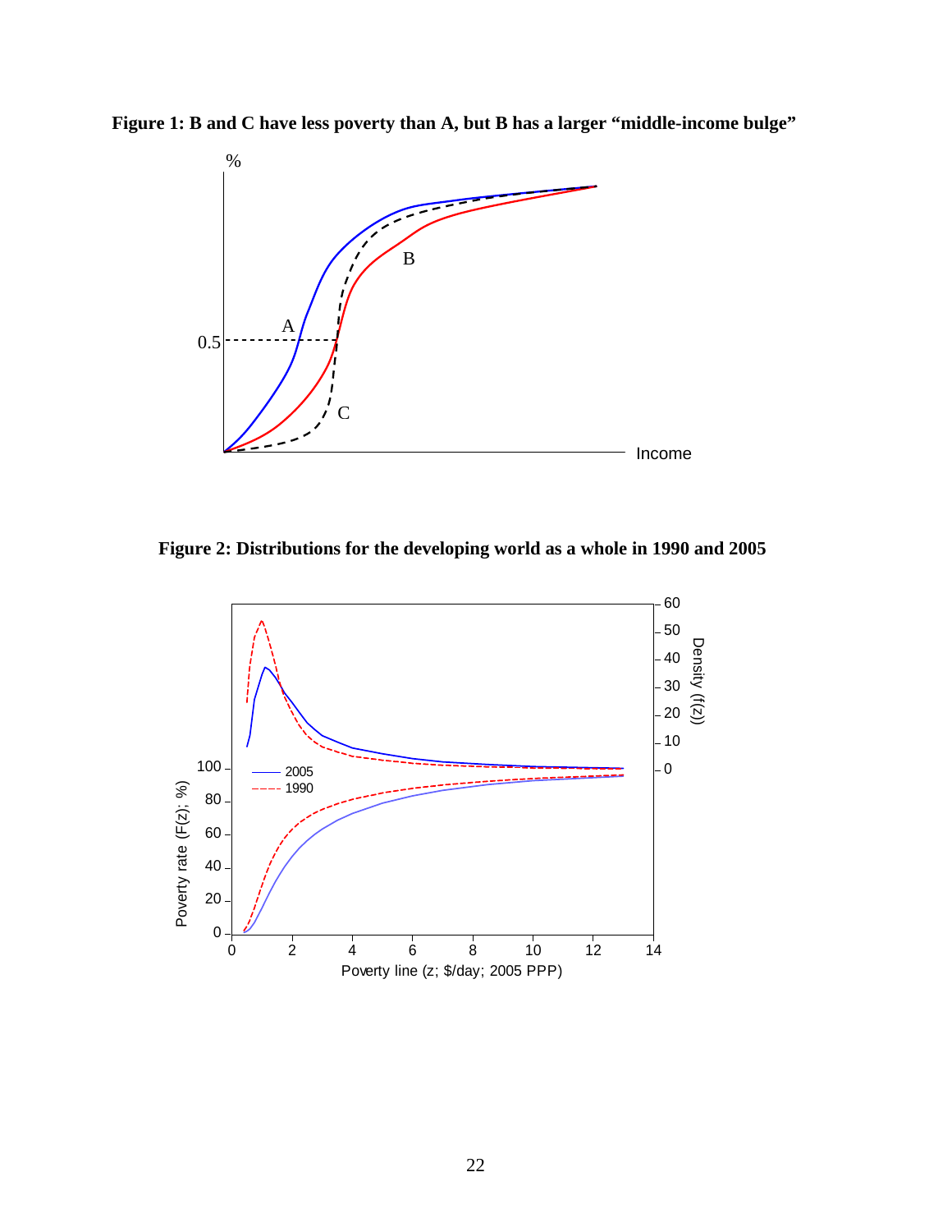**Figure 1: B and C have less poverty than A, but B has a larger "middle-income bulge"**

**Figure 2: Distributions for the developing world as a whole in 1990 and 2005**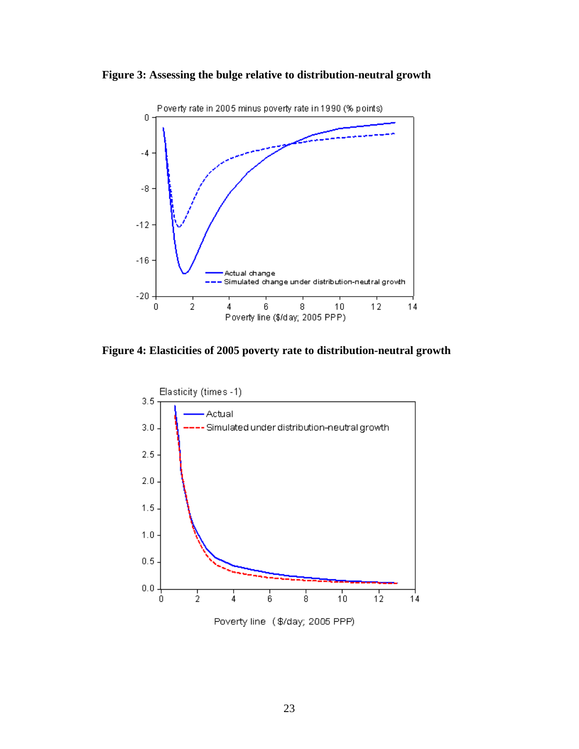**Figure 3: Assessing the bulge relative to distribution-neutral growth**

**Figure 4: Elasticities of 2005 poverty rate to distribution-neutral growth**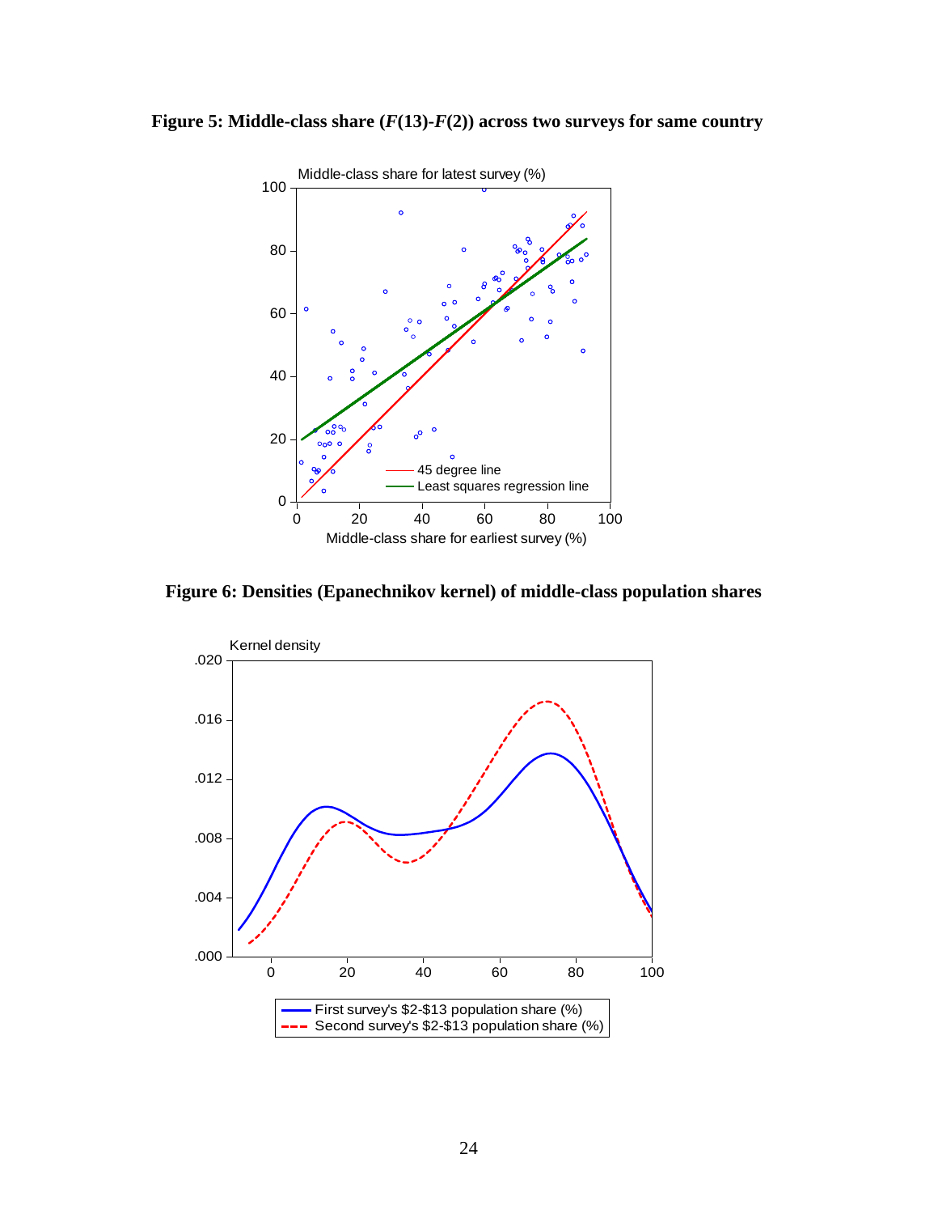**Figure 5: Middle-class share ($F$(13)-$F$(2)) across two surveys for same country**

Middle-class share for latest survey (%)

Middle-class share for earliest survey (%)

— 45 degree line
— Least squares regression line

**Figure 6: Densities (Epanechnikov kernel) of middle-class population shares**

Kernel density

— First survey's \$2-\$13 population share (%)
--- Second survey's \$2-\$13 population share (%)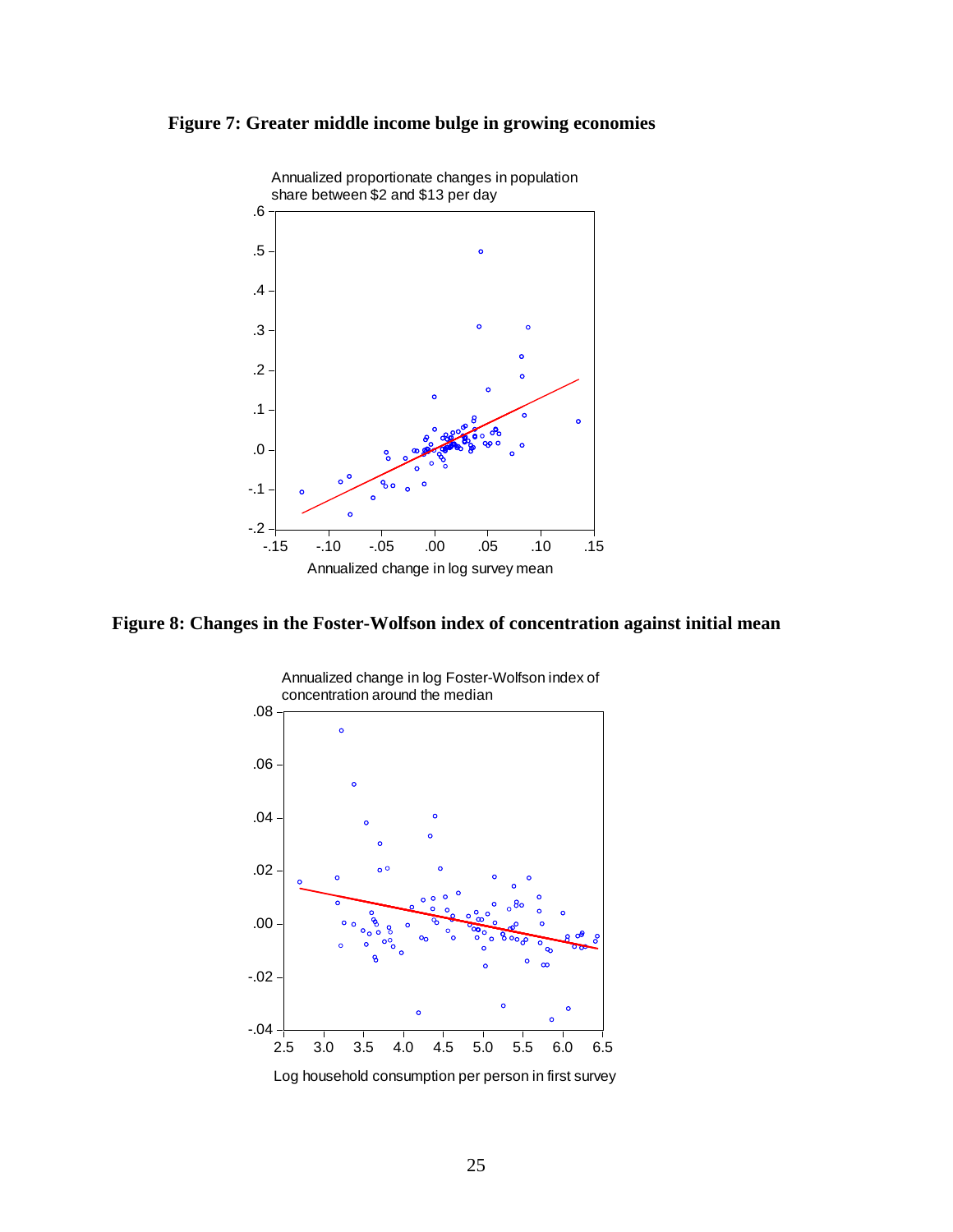**Figure 7: Greater middle income bulge in growing economies**

Annualized proportionate changes in population share between \$2 and \$13 per day

Annualized change in log survey mean

**Figure 8: Changes in the Foster-Wolfson index of concentration against initial mean**

Annualized change in log Foster-Wolfson index of concentration around the median

Log household consumption per person in first survey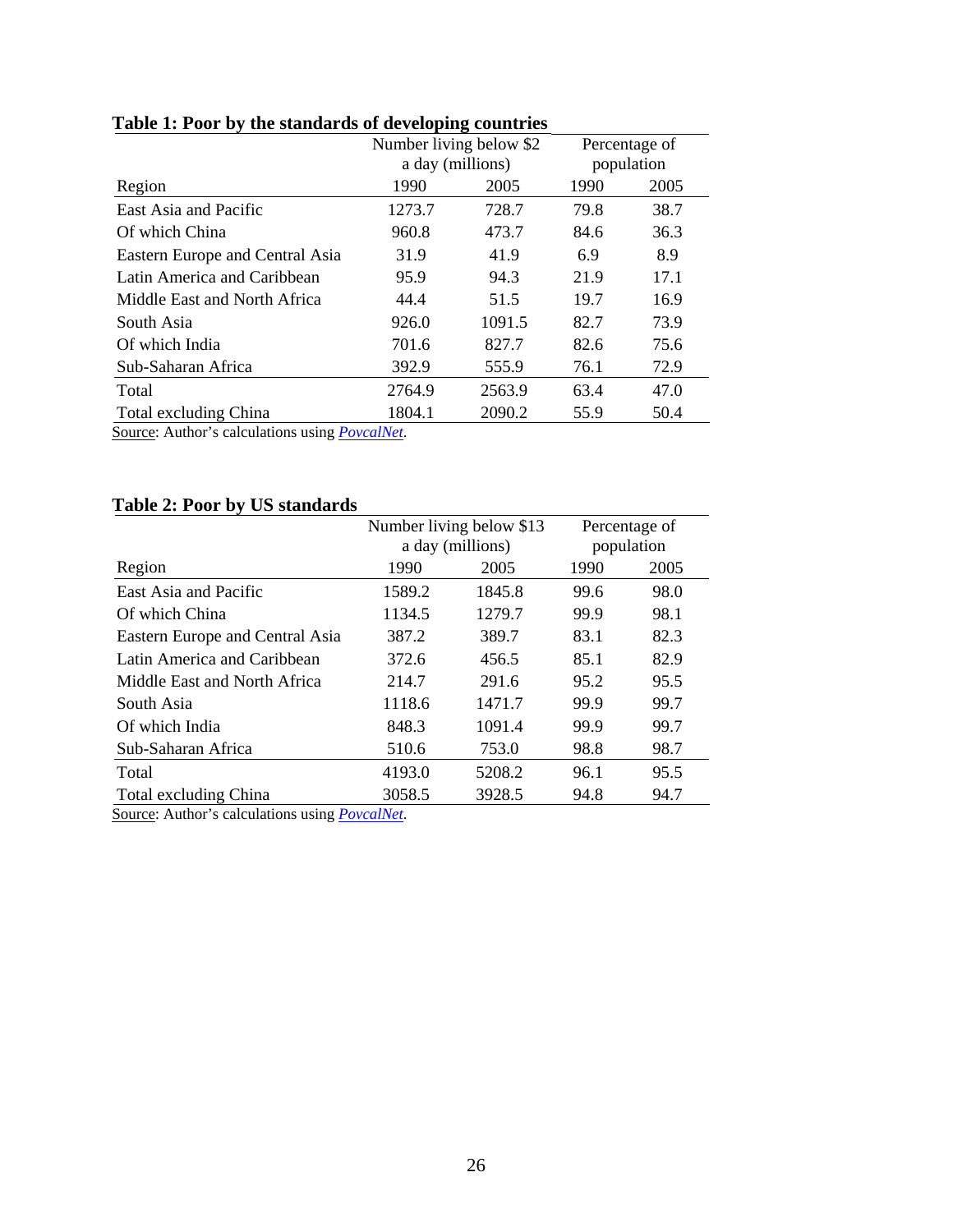**Table 1: Poor by the standards of developing countries**

| Region | Number living below $2 a day (millions) | | Percentage of population | |
|---|---|---|---|---|
| | 1990 | 2005 | 1990 | 2005 |
| East Asia and Pacific | 1273.7 | 728.7 | 79.8 | 38.7 |
| Of which China | 960.8 | 473.7 | 84.6 | 36.3 |
| Eastern Europe and Central Asia | 31.9 | 41.9 | 6.9 | 8.9 |
| Latin America and Caribbean | 95.9 | 94.3 | 21.9 | 17.1 |
| Middle East and North Africa | 44.4 | 51.5 | 19.7 | 16.9 |
| South Asia | 926.0 | 1091.5 | 82.7 | 73.9 |
| Of which India | 701.6 | 827.7 | 82.6 | 75.6 |
| Sub-Saharan Africa | 392.9 | 555.9 | 76.1 | 72.9 |
| Total | 2764.9 | 2563.9 | 63.4 | 47.0 |
| Total excluding China | 1804.1 | 2090.2 | 55.9 | 50.4 |

Source: Author's calculations using *PovcalNet*.

**Table 2: Poor by US standards**

| Region | Number living below $13 a day (millions) | | Percentage of population | |
|---|---|---|---|---|
| | 1990 | 2005 | 1990 | 2005 |
| East Asia and Pacific | 1589.2 | 1845.8 | 99.6 | 98.0 |
| Of which China | 1134.5 | 1279.7 | 99.9 | 98.1 |
| Eastern Europe and Central Asia | 387.2 | 389.7 | 83.1 | 82.3 |
| Latin America and Caribbean | 372.6 | 456.5 | 85.1 | 82.9 |
| Middle East and North Africa | 214.7 | 291.6 | 95.2 | 95.5 |
| South Asia | 1118.6 | 1471.7 | 99.9 | 99.7 |
| Of which India | 848.3 | 1091.4 | 99.9 | 99.7 |
| Sub-Saharan Africa | 510.6 | 753.0 | 98.8 | 98.7 |
| Total | 4193.0 | 5208.2 | 96.1 | 95.5 |
| Total excluding China | 3058.5 | 3928.5 | 94.8 | 94.7 |

Source: Author's calculations using *PovcalNet*.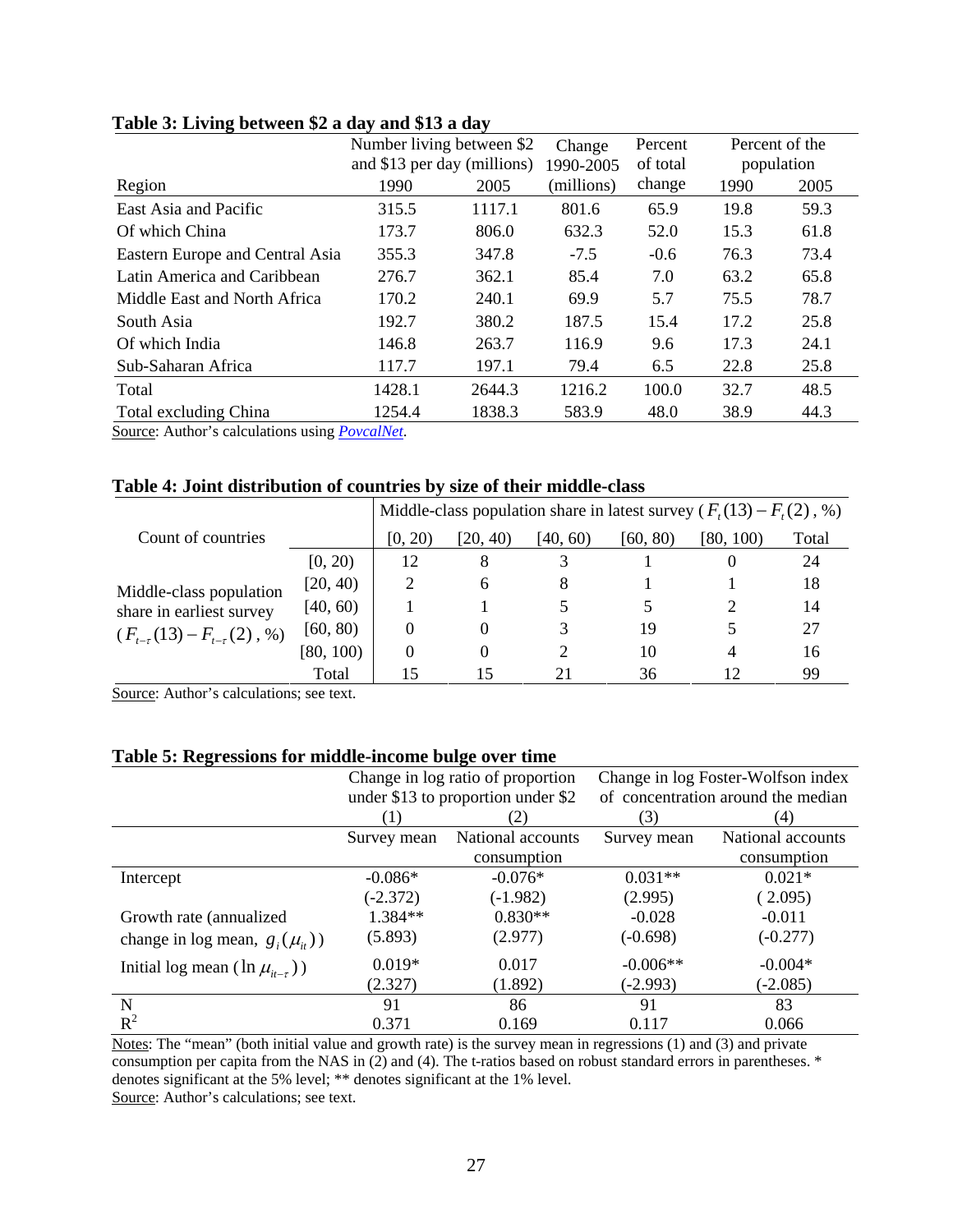**Table 3: Living between $2 a day and $13 a day**

| Region | Number living between $2 and $13 per day (millions) 1990 | 2005 | Change 1990-2005 (millions) | Percent of total change | Percent of the population 1990 | 2005 |
|---|---|---|---|---|---|---|
| East Asia and Pacific | 315.5 | 1117.1 | 801.6 | 65.9 | 19.8 | 59.3 |
| Of which China | 173.7 | 806.0 | 632.3 | 52.0 | 15.3 | 61.8 |
| Eastern Europe and Central Asia | 355.3 | 347.8 | -7.5 | -0.6 | 76.3 | 73.4 |
| Latin America and Caribbean | 276.7 | 362.1 | 85.4 | 7.0 | 63.2 | 65.8 |
| Middle East and North Africa | 170.2 | 240.1 | 69.9 | 5.7 | 75.5 | 78.7 |
| South Asia | 192.7 | 380.2 | 187.5 | 15.4 | 17.2 | 25.8 |
| Of which India | 146.8 | 263.7 | 116.9 | 9.6 | 17.3 | 24.1 |
| Sub-Saharan Africa | 117.7 | 197.1 | 79.4 | 6.5 | 22.8 | 25.8 |
| Total | 1428.1 | 2644.3 | 1216.2 | 100.0 | 32.7 | 48.5 |
| Total excluding China | 1254.4 | 1838.3 | 583.9 | 48.0 | 38.9 | 44.3 |

Source: Author's calculations using *PovcalNet*.

**Table 4: Joint distribution of countries by size of their middle-class**

| Count of countries | | Middle-class population share in latest survey ($F_t(13) - F_t(2)$, %) [0, 20) | [20, 40) | [40, 60) | [60, 80) | [80, 100) | Total |
|---|---|---|---|---|---|---|---|
| Middle-class population share in earliest survey ($F_{t-\tau}(13) - F_{t-\tau}(2)$, %) | [0, 20) | 12 | 8 | 3 | 1 | 0 | 24 |
| | [20, 40) | 2 | 6 | 8 | 1 | 1 | 18 |
| | [40, 60) | 1 | 1 | 5 | 5 | 2 | 14 |
| | [60, 80) | 0 | 0 | 3 | 19 | 5 | 27 |
| | [80, 100) | 0 | 0 | 2 | 10 | 4 | 16 |
| | Total | 15 | 15 | 21 | 36 | 12 | 99 |

Source: Author's calculations; see text.

**Table 5: Regressions for middle-income bulge over time**

| | Change in log ratio of proportion under $13 to proportion under $2 | | Change in log Foster-Wolfson index of concentration around the median | |
|---|---|---|---|---|
| | (1) | (2) | (3) | (4) |
| | Survey mean | National accounts consumption | Survey mean | National accounts consumption |
| Intercept | -0.086* | -0.076* | 0.031** | 0.021* |
| | (-2.372) | (-1.982) | (2.995) | (2.095) |
| Growth rate (annualized change in log mean, $g_i(\mu_{it})$) | 1.384** | 0.830** | -0.028 | -0.011 |
| | (5.893) | (2.977) | (-0.698) | (-0.277) |
| Initial log mean ($\ln \mu_{it-\tau}$) | 0.019* | 0.017 | -0.006** | -0.004* |
| | (2.327) | (1.892) | (-2.993) | (-2.085) |
| N | 91 | 86 | 91 | 83 |
| $R^2$ | 0.371 | 0.169 | 0.117 | 0.066 |

Notes: The "mean" (both initial value and growth rate) is the survey mean in regressions (1) and (3) and private consumption per capita from the NAS in (2) and (4). The t-ratios based on robust standard errors in parentheses. * denotes significant at the 5% level; ** denotes significant at the 1% level.
Source: Author's calculations; see text.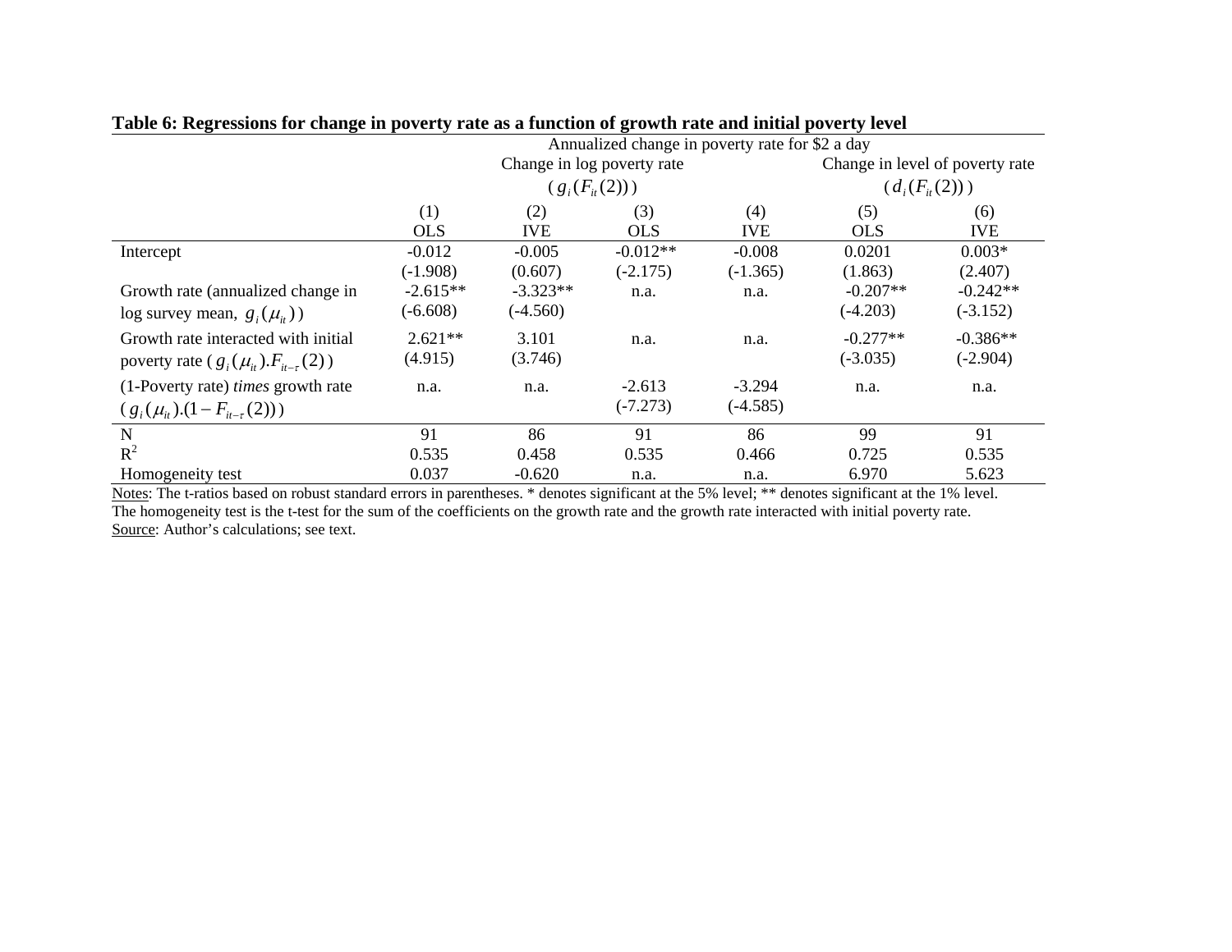**Table 6: Regressions for change in poverty rate as a function of growth rate and initial poverty level**

| | Annualized change in poverty rate for \$2 a day | | | | | |
|---|---|---|---|---|---|---|
| | Change in log poverty rate ($g_i(F_{it}(2))$) | | | | Change in level of poverty rate ($d_i(F_{it}(2))$) | |
| | (1) OLS | (2) IVE | (3) OLS | (4) IVE | (5) OLS | (6) IVE |
| Intercept | -0.012 | -0.005 | -0.012** | -0.008 | 0.0201 | 0.003* |
| | (-1.908) | (0.607) | (-2.175) | (-1.365) | (1.863) | (2.407) |
| Growth rate (annualized change in log survey mean, $g_i(\mu_{it})$) | -2.615** | -3.323** | n.a. | n.a. | -0.207** | -0.242** |
| | (-6.608) | (-4.560) | | | (-4.203) | (-3.152) |
| Growth rate interacted with initial poverty rate ($g_i(\mu_{it}).F_{it-\tau}(2)$) | 2.621** | 3.101 | n.a. | n.a. | -0.277** | -0.386** |
| | (4.915) | (3.746) | | | (-3.035) | (-2.904) |
| (1-Poverty rate) *times* growth rate ($g_i(\mu_{it}).(1-F_{it-\tau}(2))$) | n.a. | n.a. | -2.613 | -3.294 | n.a. | n.a. |
| | | | (-7.273) | (-4.585) | | |
| N | 91 | 86 | 91 | 86 | 99 | 91 |
| $R^2$ | 0.535 | 0.458 | 0.535 | 0.466 | 0.725 | 0.535 |
| Homogeneity test | 0.037 | -0.620 | n.a. | n.a. | 6.970 | 5.623 |

Notes: The t-ratios based on robust standard errors in parentheses. * denotes significant at the 5% level; ** denotes significant at the 1% level. The homogeneity test is the t-test for the sum of the coefficients on the growth rate and the growth rate interacted with initial poverty rate.

Source: Author's calculations; see text.